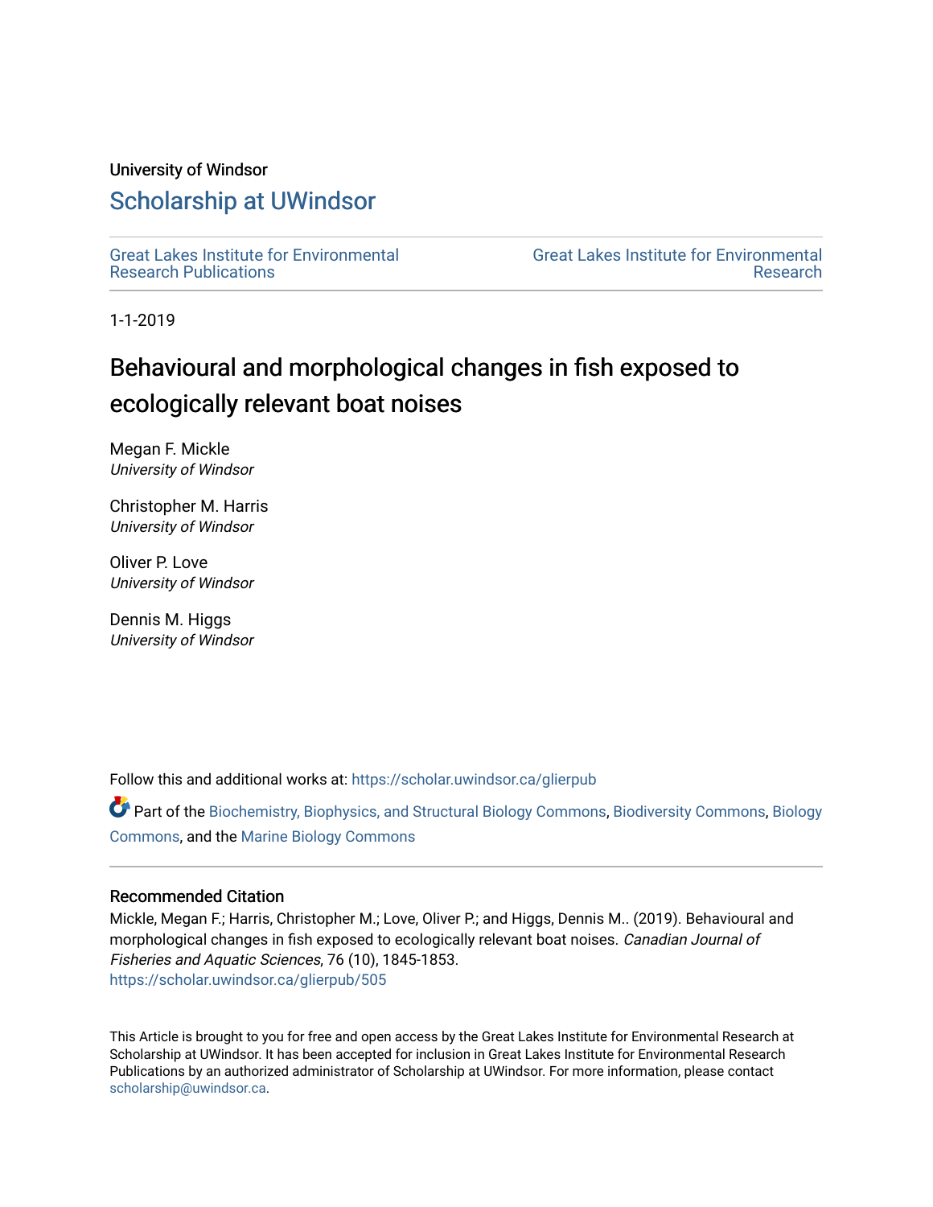University of Windsor

# Scholarship at UWindsor

Great Lakes Institute for Environmental Research Publications

Great Lakes Institute for Environmental Research

1-1-2019

# Behavioural and morphological changes in fish exposed to ecologically relevant boat noises

Megan F. Mickle
*University of Windsor*

Christopher M. Harris
*University of Windsor*

Oliver P. Love
*University of Windsor*

Dennis M. Higgs
*University of Windsor*

Follow this and additional works at: https://scholar.uwindsor.ca/glierpub

Part of the Biochemistry, Biophysics, and Structural Biology Commons, Biodiversity Commons, Biology Commons, and the Marine Biology Commons

## Recommended Citation

Mickle, Megan F.; Harris, Christopher M.; Love, Oliver P.; and Higgs, Dennis M.. (2019). Behavioural and morphological changes in fish exposed to ecologically relevant boat noises. *Canadian Journal of Fisheries and Aquatic Sciences*, 76 (10), 1845-1853.
https://scholar.uwindsor.ca/glierpub/505

This Article is brought to you for free and open access by the Great Lakes Institute for Environmental Research at Scholarship at UWindsor. It has been accepted for inclusion in Great Lakes Institute for Environmental Research Publications by an authorized administrator of Scholarship at UWindsor. For more information, please contact scholarship@uwindsor.ca.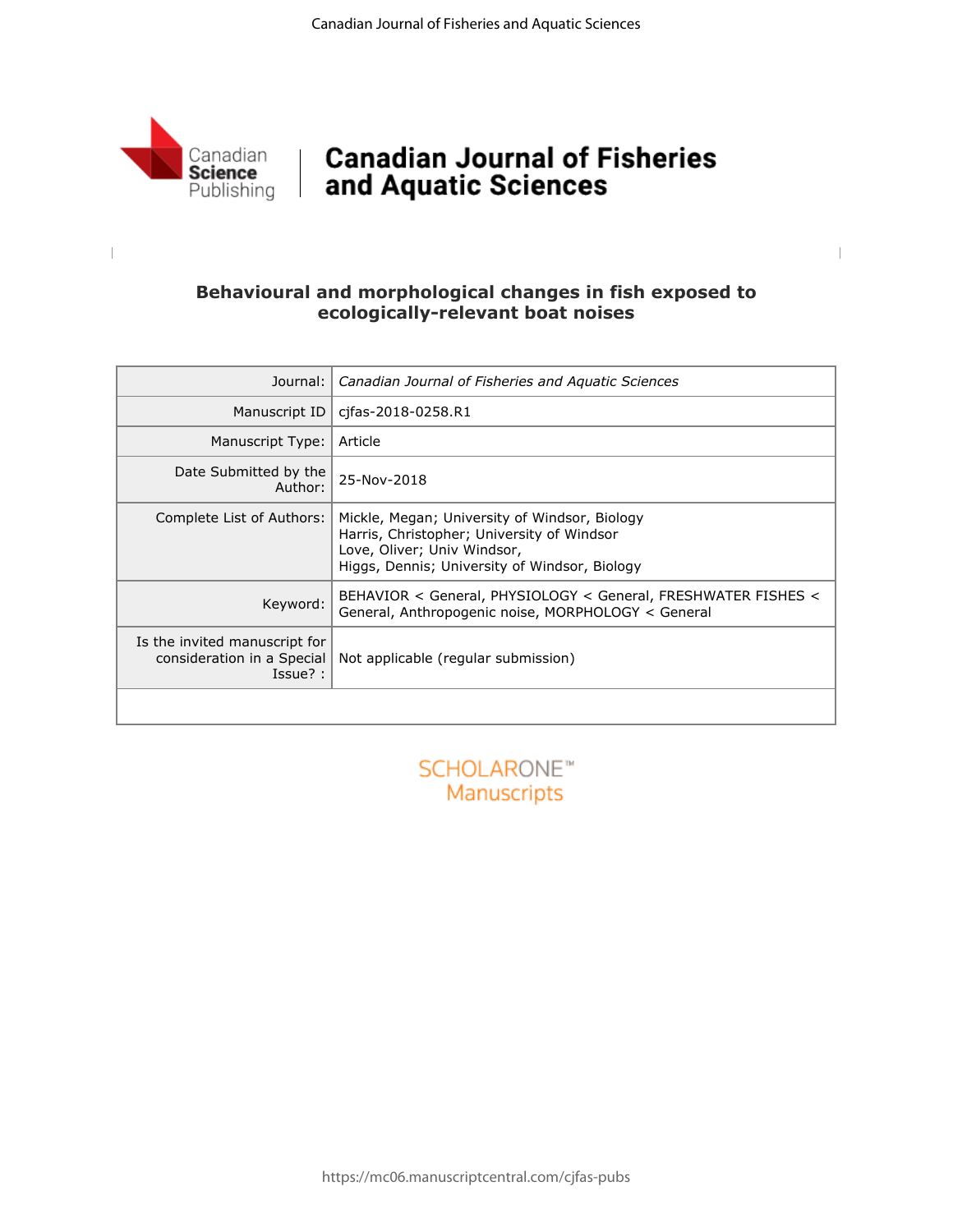# Behavioural and morphological changes in fish exposed to ecologically-relevant boat noises

| Journal: | *Canadian Journal of Fisheries and Aquatic Sciences* |
| --- | --- |
| Manuscript ID | cjfas-2018-0258.R1 |
| Manuscript Type: | Article |
| Date Submitted by the Author: | 25-Nov-2018 |
| Complete List of Authors: | Mickle, Megan; University of Windsor, Biology<br>Harris, Christopher; University of Windsor<br>Love, Oliver; Univ Windsor,<br>Higgs, Dennis; University of Windsor, Biology |
| Keyword: | BEHAVIOR < General, PHYSIOLOGY < General, FRESHWATER FISHES < General, Anthropogenic noise, MORPHOLOGY < General |
| Is the invited manuscript for consideration in a Special Issue? : | Not applicable (regular submission) |
| | |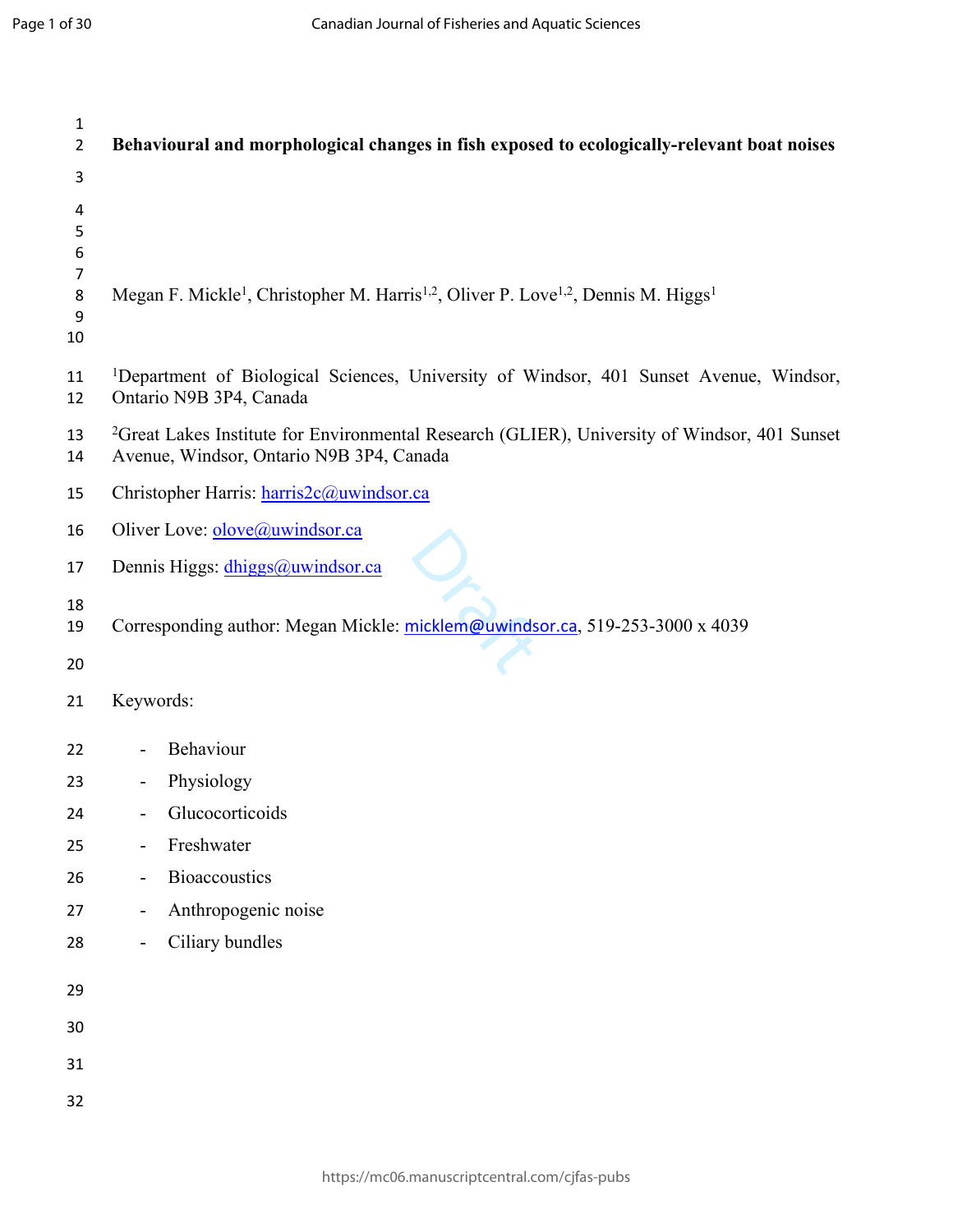# Behavioural and morphological changes in fish exposed to ecologically-relevant boat noises

Megan F. Mickle[1], Christopher M. Harris[1,2], Oliver P. Love[1,2], Dennis M. Higgs[1]

[1]Department of Biological Sciences, University of Windsor, 401 Sunset Avenue, Windsor, Ontario N9B 3P4, Canada

[2]Great Lakes Institute for Environmental Research (GLIER), University of Windsor, 401 Sunset Avenue, Windsor, Ontario N9B 3P4, Canada

Christopher Harris: harris2c@uwindsor.ca

Oliver Love: olove@uwindsor.ca

Dennis Higgs: dhiggs@uwindsor.ca

Corresponding author: Megan Mickle: micklem@uwindsor.ca, 519-253-3000 x 4039

Keywords:

- Behaviour
- Physiology
- Glucocorticoids
- Freshwater
- Bioaccoustics
- Anthropogenic noise
- Ciliary bundles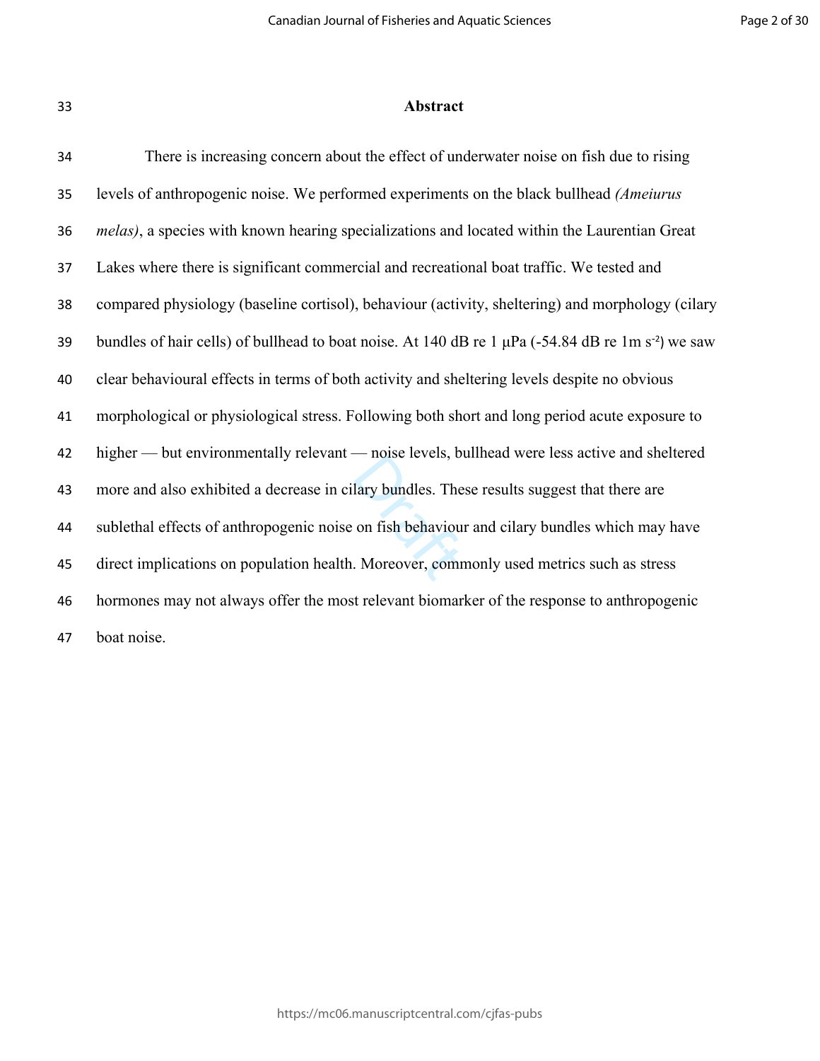## Abstract

There is increasing concern about the effect of underwater noise on fish due to rising levels of anthropogenic noise. We performed experiments on the black bullhead *(Ameiurus melas)*, a species with known hearing specializations and located within the Laurentian Great Lakes where there is significant commercial and recreational boat traffic. We tested and compared physiology (baseline cortisol), behaviour (activity, sheltering) and morphology (cilary bundles of hair cells) of bullhead to boat noise. At 140 dB re 1 μPa (-54.84 dB re 1m $s^{-2}$) we saw clear behavioural effects in terms of both activity and sheltering levels despite no obvious morphological or physiological stress. Following both short and long period acute exposure to higher — but environmentally relevant — noise levels, bullhead were less active and sheltered more and also exhibited a decrease in cilary bundles. These results suggest that there are sublethal effects of anthropogenic noise on fish behaviour and cilary bundles which may have direct implications on population health. Moreover, commonly used metrics such as stress hormones may not always offer the most relevant biomarker of the response to anthropogenic boat noise.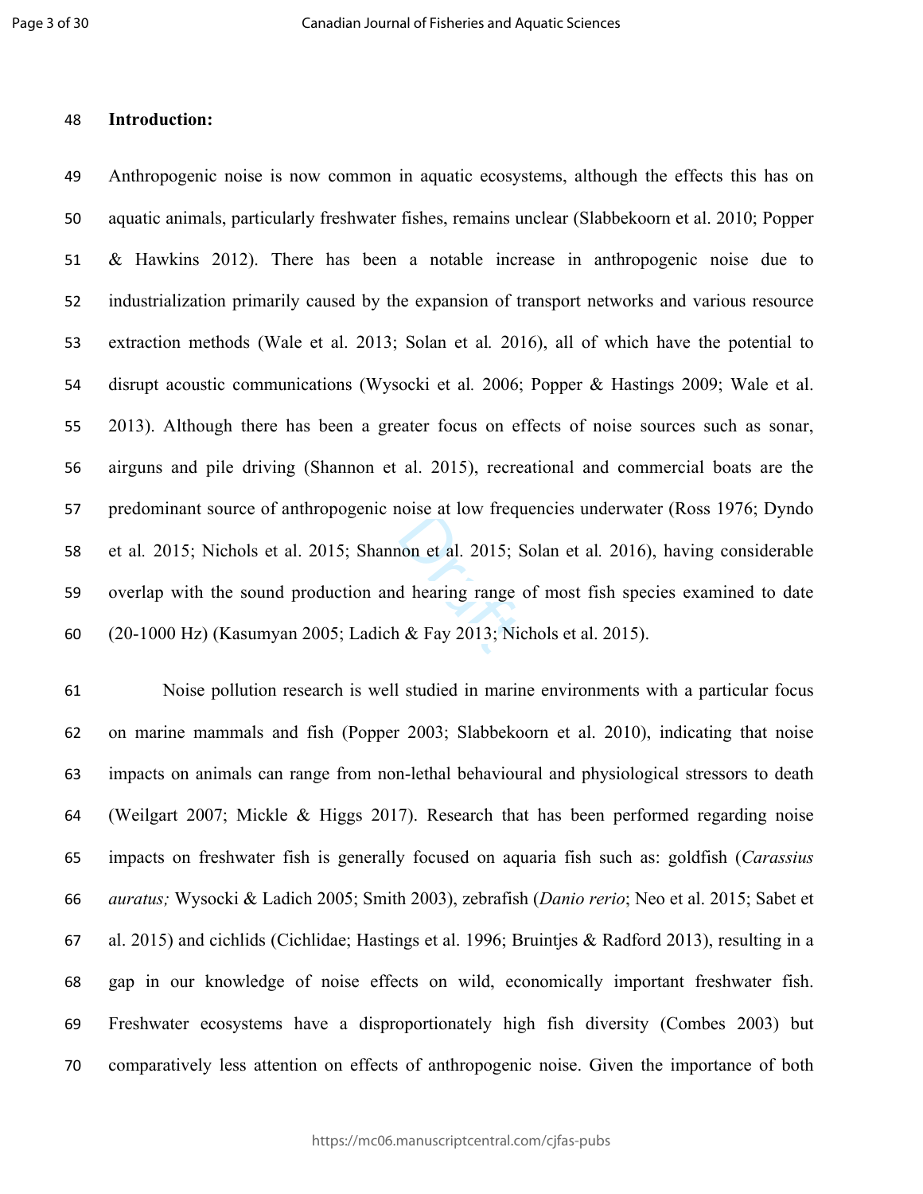## Introduction:

Anthropogenic noise is now common in aquatic ecosystems, although the effects this has on aquatic animals, particularly freshwater fishes, remains unclear (Slabbekoorn et al. 2010; Popper & Hawkins 2012). There has been a notable increase in anthropogenic noise due to industrialization primarily caused by the expansion of transport networks and various resource extraction methods (Wale et al. 2013; Solan et al*.* 2016), all of which have the potential to disrupt acoustic communications (Wysocki et al*.* 2006; Popper & Hastings 2009; Wale et al. 2013). Although there has been a greater focus on effects of noise sources such as sonar, airguns and pile driving (Shannon et al. 2015), recreational and commercial boats are the predominant source of anthropogenic noise at low frequencies underwater (Ross 1976; Dyndo et al*.* 2015; Nichols et al. 2015; Shannon et al. 2015; Solan et al*.* 2016), having considerable overlap with the sound production and hearing range of most fish species examined to date (20-1000 Hz) (Kasumyan 2005; Ladich & Fay 2013; Nichols et al. 2015).

Noise pollution research is well studied in marine environments with a particular focus on marine mammals and fish (Popper 2003; Slabbekoorn et al. 2010), indicating that noise impacts on animals can range from non-lethal behavioural and physiological stressors to death (Weilgart 2007; Mickle & Higgs 2017). Research that has been performed regarding noise impacts on freshwater fish is generally focused on aquaria fish such as: goldfish (*Carassius auratus;* Wysocki & Ladich 2005; Smith 2003), zebrafish (*Danio rerio*; Neo et al. 2015; Sabet et al. 2015) and cichlids (Cichlidae; Hastings et al. 1996; Bruintjes & Radford 2013), resulting in a gap in our knowledge of noise effects on wild, economically important freshwater fish. Freshwater ecosystems have a disproportionately high fish diversity (Combes 2003) but comparatively less attention on effects of anthropogenic noise. Given the importance of both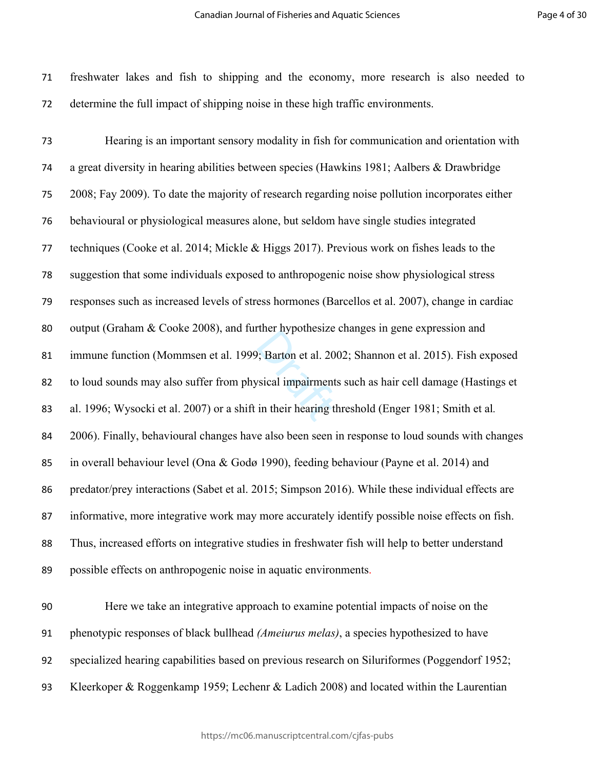freshwater lakes and fish to shipping and the economy, more research is also needed to determine the full impact of shipping noise in these high traffic environments.

Hearing is an important sensory modality in fish for communication and orientation with a great diversity in hearing abilities between species (Hawkins 1981; Aalbers & Drawbridge 2008; Fay 2009). To date the majority of research regarding noise pollution incorporates either behavioural or physiological measures alone, but seldom have single studies integrated techniques (Cooke et al. 2014; Mickle & Higgs 2017). Previous work on fishes leads to the suggestion that some individuals exposed to anthropogenic noise show physiological stress responses such as increased levels of stress hormones (Barcellos et al. 2007), change in cardiac output (Graham & Cooke 2008), and further hypothesize changes in gene expression and immune function (Mommsen et al. 1999; Barton et al. 2002; Shannon et al. 2015). Fish exposed to loud sounds may also suffer from physical impairments such as hair cell damage (Hastings et al. 1996; Wysocki et al. 2007) or a shift in their hearing threshold (Enger 1981; Smith et al. 2006). Finally, behavioural changes have also been seen in response to loud sounds with changes in overall behaviour level (Ona & Godø 1990), feeding behaviour (Payne et al. 2014) and predator/prey interactions (Sabet et al. 2015; Simpson 2016). While these individual effects are informative, more integrative work may more accurately identify possible noise effects on fish. Thus, increased efforts on integrative studies in freshwater fish will help to better understand possible effects on anthropogenic noise in aquatic environments.

Here we take an integrative approach to examine potential impacts of noise on the phenotypic responses of black bullhead *(Ameiurus melas)*, a species hypothesized to have specialized hearing capabilities based on previous research on Siluriformes (Poggendorf 1952; Kleerkoper & Roggenkamp 1959; Lechenr & Ladich 2008) and located within the Laurentian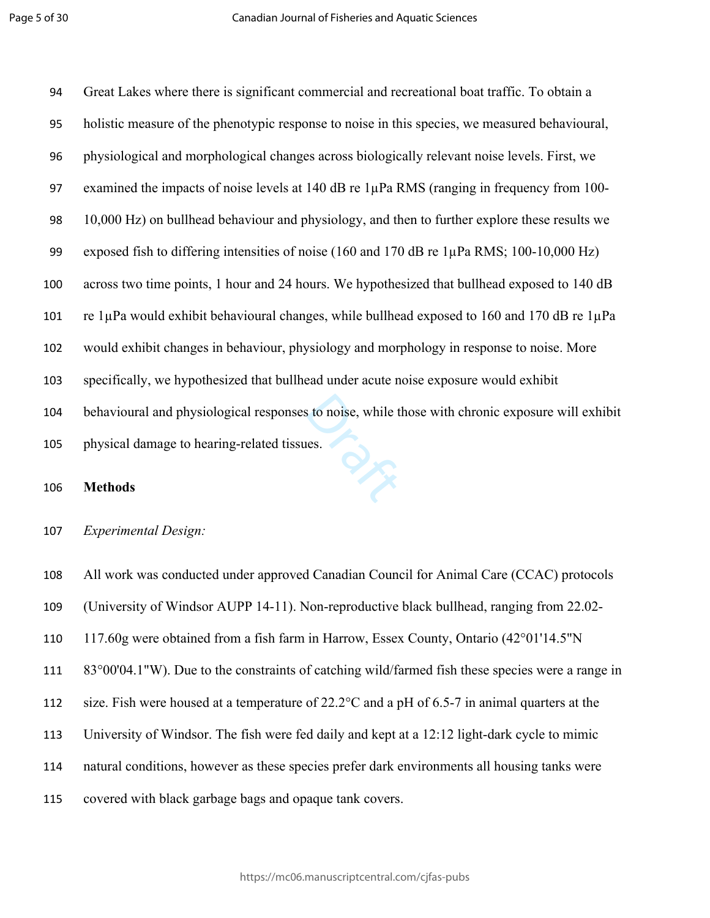Great Lakes where there is significant commercial and recreational boat traffic. To obtain a holistic measure of the phenotypic response to noise in this species, we measured behavioural, physiological and morphological changes across biologically relevant noise levels. First, we examined the impacts of noise levels at 140 dB re 1µPa RMS (ranging in frequency from 100-10,000 Hz) on bullhead behaviour and physiology, and then to further explore these results we exposed fish to differing intensities of noise (160 and 170 dB re 1µPa RMS; 100-10,000 Hz) across two time points, 1 hour and 24 hours. We hypothesized that bullhead exposed to 140 dB re 1µPa would exhibit behavioural changes, while bullhead exposed to 160 and 170 dB re 1µPa would exhibit changes in behaviour, physiology and morphology in response to noise. More specifically, we hypothesized that bullhead under acute noise exposure would exhibit behavioural and physiological responses to noise, while those with chronic exposure will exhibit physical damage to hearing-related tissues.

## Methods

### *Experimental Design:*

All work was conducted under approved Canadian Council for Animal Care (CCAC) protocols (University of Windsor AUPP 14-11). Non-reproductive black bullhead, ranging from 22.02-117.60g were obtained from a fish farm in Harrow, Essex County, Ontario (42°01'14.5"N 83°00'04.1"W). Due to the constraints of catching wild/farmed fish these species were a range in size. Fish were housed at a temperature of 22.2°C and a pH of 6.5-7 in animal quarters at the University of Windsor. The fish were fed daily and kept at a 12:12 light-dark cycle to mimic natural conditions, however as these species prefer dark environments all housing tanks were covered with black garbage bags and opaque tank covers.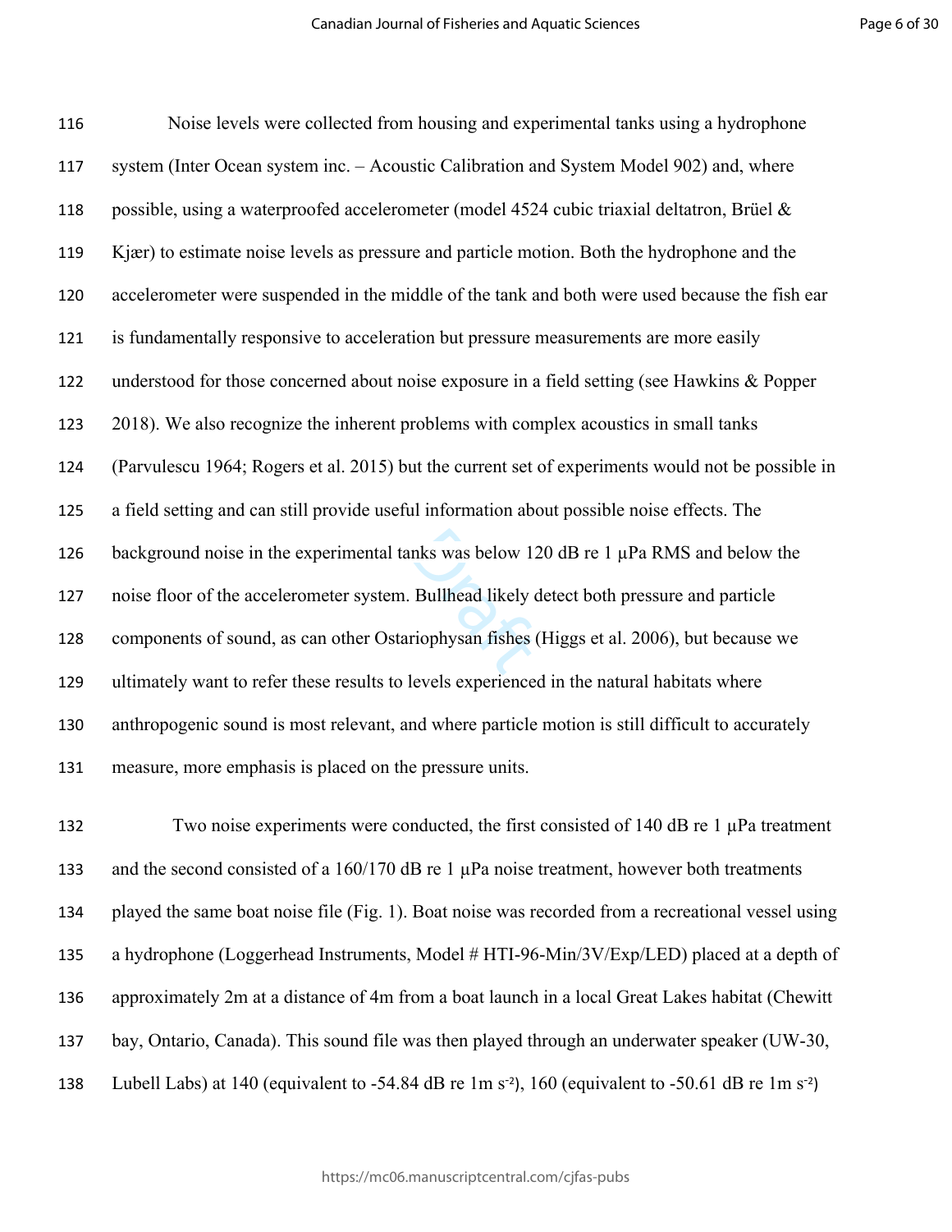Noise levels were collected from housing and experimental tanks using a hydrophone system (Inter Ocean system inc. – Acoustic Calibration and System Model 902) and, where possible, using a waterproofed accelerometer (model 4524 cubic triaxial deltatron, Brüel & Kjær) to estimate noise levels as pressure and particle motion. Both the hydrophone and the accelerometer were suspended in the middle of the tank and both were used because the fish ear is fundamentally responsive to acceleration but pressure measurements are more easily understood for those concerned about noise exposure in a field setting (see Hawkins & Popper 2018). We also recognize the inherent problems with complex acoustics in small tanks (Parvulescu 1964; Rogers et al. 2015) but the current set of experiments would not be possible in a field setting and can still provide useful information about possible noise effects. The background noise in the experimental tanks was below 120 dB re 1 µPa RMS and below the noise floor of the accelerometer system. Bullhead likely detect both pressure and particle components of sound, as can other Ostariophysan fishes (Higgs et al. 2006), but because we ultimately want to refer these results to levels experienced in the natural habitats where anthropogenic sound is most relevant, and where particle motion is still difficult to accurately measure, more emphasis is placed on the pressure units.

Two noise experiments were conducted, the first consisted of 140 dB re 1 µPa treatment and the second consisted of a 160/170 dB re 1 µPa noise treatment, however both treatments played the same boat noise file (Fig. 1). Boat noise was recorded from a recreational vessel using a hydrophone (Loggerhead Instruments, Model # HTI-96-Min/3V/Exp/LED) placed at a depth of approximately 2m at a distance of 4m from a boat launch in a local Great Lakes habitat (Chewitt bay, Ontario, Canada). This sound file was then played through an underwater speaker (UW-30, Lubell Labs) at 140 (equivalent to -54.84 dB re 1m $s^{-2}$), 160 (equivalent to -50.61 dB re 1m $s^{-2}$)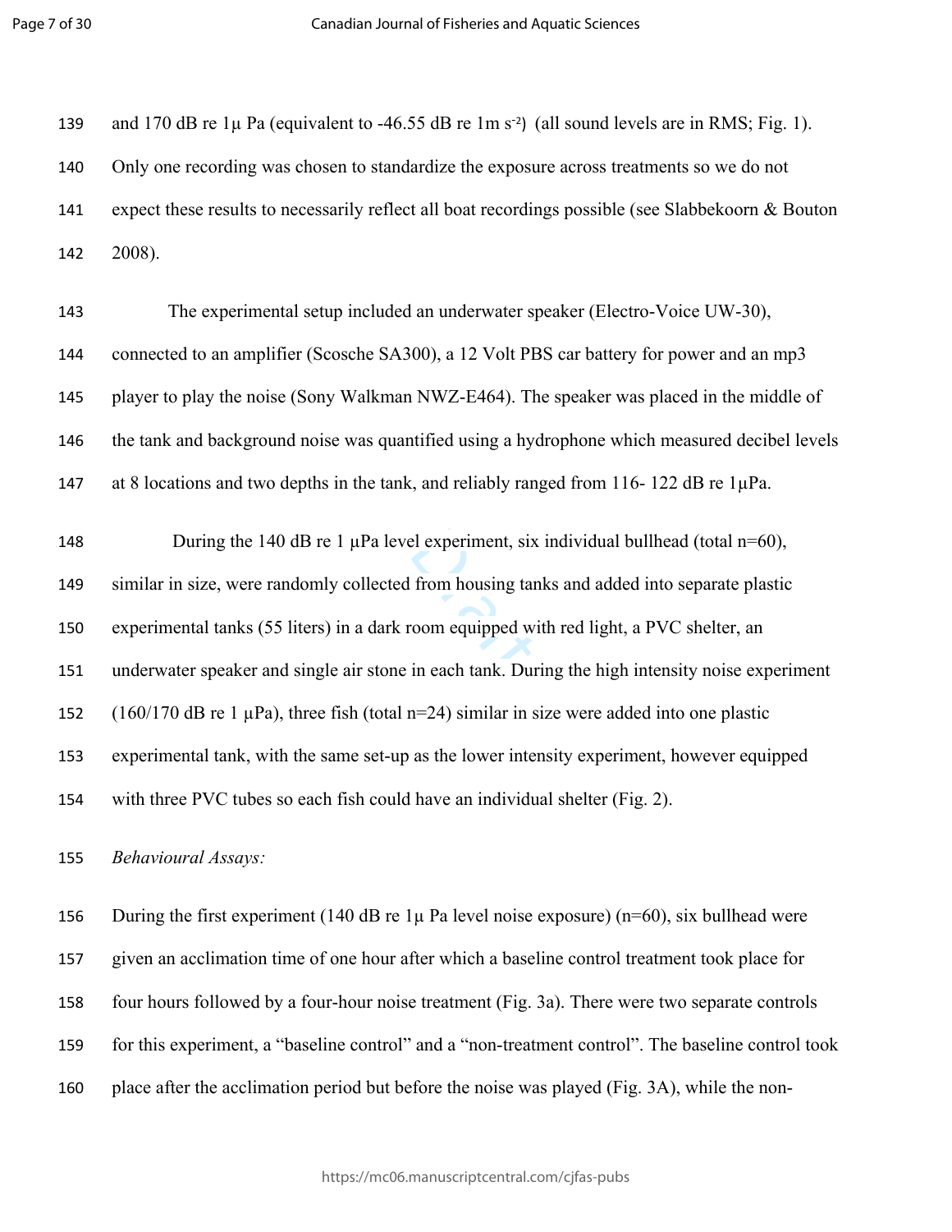and 170 dB re 1μ Pa (equivalent to -46.55 dB re 1m $s^{-2}$) (all sound levels are in RMS; Fig. 1). Only one recording was chosen to standardize the exposure across treatments so we do not expect these results to necessarily reflect all boat recordings possible (see Slabbekoorn & Bouton 2008).

The experimental setup included an underwater speaker (Electro-Voice UW-30), connected to an amplifier (Scosche SA300), a 12 Volt PBS car battery for power and an mp3 player to play the noise (Sony Walkman NWZ-E464). The speaker was placed in the middle of the tank and background noise was quantified using a hydrophone which measured decibel levels at 8 locations and two depths in the tank, and reliably ranged from 116- 122 dB re 1μPa.

During the 140 dB re 1 μPa level experiment, six individual bullhead (total n=60), similar in size, were randomly collected from housing tanks and added into separate plastic experimental tanks (55 liters) in a dark room equipped with red light, a PVC shelter, an underwater speaker and single air stone in each tank. During the high intensity noise experiment (160/170 dB re 1 μPa), three fish (total n=24) similar in size were added into one plastic experimental tank, with the same set-up as the lower intensity experiment, however equipped with three PVC tubes so each fish could have an individual shelter (Fig. 2).

*Behavioural Assays:*

During the first experiment (140 dB re 1μ Pa level noise exposure) (n=60), six bullhead were given an acclimation time of one hour after which a baseline control treatment took place for four hours followed by a four-hour noise treatment (Fig. 3a). There were two separate controls for this experiment, a "baseline control" and a "non-treatment control". The baseline control took place after the acclimation period but before the noise was played (Fig. 3A), while the non-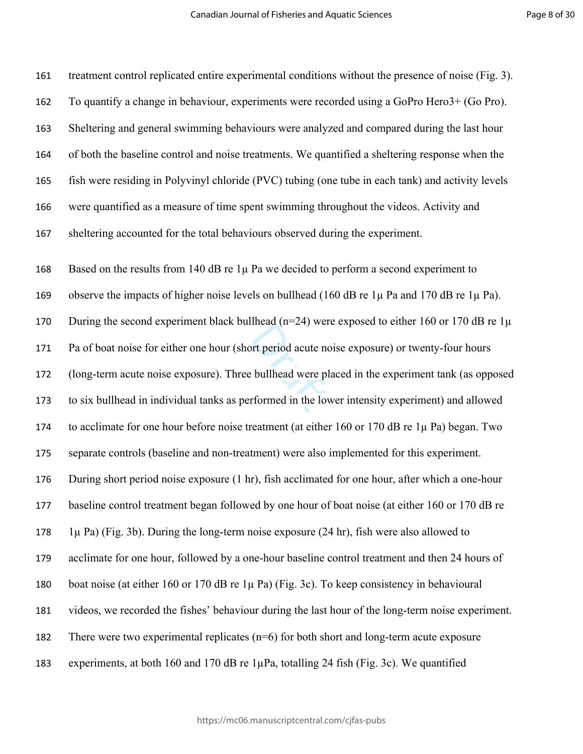treatment control replicated entire experimental conditions without the presence of noise (Fig. 3). To quantify a change in behaviour, experiments were recorded using a GoPro Hero3+ (Go Pro). Sheltering and general swimming behaviours were analyzed and compared during the last hour of both the baseline control and noise treatments. We quantified a sheltering response when the fish were residing in Polyvinyl chloride (PVC) tubing (one tube in each tank) and activity levels were quantified as a measure of time spent swimming throughout the videos. Activity and sheltering accounted for the total behaviours observed during the experiment.

Based on the results from 140 dB re 1μ Pa we decided to perform a second experiment to observe the impacts of higher noise levels on bullhead (160 dB re 1μ Pa and 170 dB re 1μ Pa). During the second experiment black bullhead (n=24) were exposed to either 160 or 170 dB re 1μ Pa of boat noise for either one hour (short period acute noise exposure) or twenty-four hours (long-term acute noise exposure). Three bullhead were placed in the experiment tank (as opposed to six bullhead in individual tanks as performed in the lower intensity experiment) and allowed to acclimate for one hour before noise treatment (at either 160 or 170 dB re 1μ Pa) began. Two separate controls (baseline and non-treatment) were also implemented for this experiment. During short period noise exposure (1 hr), fish acclimated for one hour, after which a one-hour baseline control treatment began followed by one hour of boat noise (at either 160 or 170 dB re 1μ Pa) (Fig. 3b). During the long-term noise exposure (24 hr), fish were also allowed to acclimate for one hour, followed by a one-hour baseline control treatment and then 24 hours of boat noise (at either 160 or 170 dB re 1μ Pa) (Fig. 3c). To keep consistency in behavioural videos, we recorded the fishes' behaviour during the last hour of the long-term noise experiment. There were two experimental replicates (n=6) for both short and long-term acute exposure experiments, at both 160 and 170 dB re 1μPa, totalling 24 fish (Fig. 3c). We quantified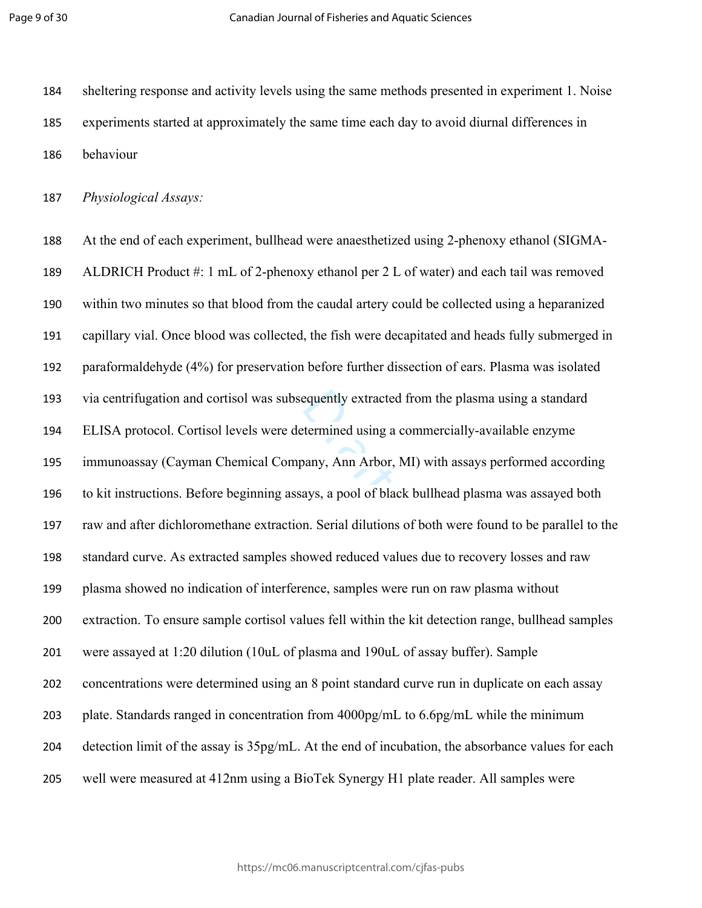sheltering response and activity levels using the same methods presented in experiment 1. Noise experiments started at approximately the same time each day to avoid diurnal differences in behaviour

*Physiological Assays:*

At the end of each experiment, bullhead were anaesthetized using 2-phenoxy ethanol (SIGMA-ALDRICH Product #: 1 mL of 2-phenoxy ethanol per 2 L of water) and each tail was removed within two minutes so that blood from the caudal artery could be collected using a heparanized capillary vial. Once blood was collected, the fish were decapitated and heads fully submerged in paraformaldehyde (4%) for preservation before further dissection of ears. Plasma was isolated via centrifugation and cortisol was subsequently extracted from the plasma using a standard ELISA protocol. Cortisol levels were determined using a commercially-available enzyme immunoassay (Cayman Chemical Company, Ann Arbor, MI) with assays performed according to kit instructions. Before beginning assays, a pool of black bullhead plasma was assayed both raw and after dichloromethane extraction. Serial dilutions of both were found to be parallel to the standard curve. As extracted samples showed reduced values due to recovery losses and raw plasma showed no indication of interference, samples were run on raw plasma without extraction. To ensure sample cortisol values fell within the kit detection range, bullhead samples were assayed at 1:20 dilution (10uL of plasma and 190uL of assay buffer). Sample concentrations were determined using an 8 point standard curve run in duplicate on each assay plate. Standards ranged in concentration from 4000pg/mL to 6.6pg/mL while the minimum detection limit of the assay is 35pg/mL. At the end of incubation, the absorbance values for each well were measured at 412nm using a BioTek Synergy H1 plate reader. All samples were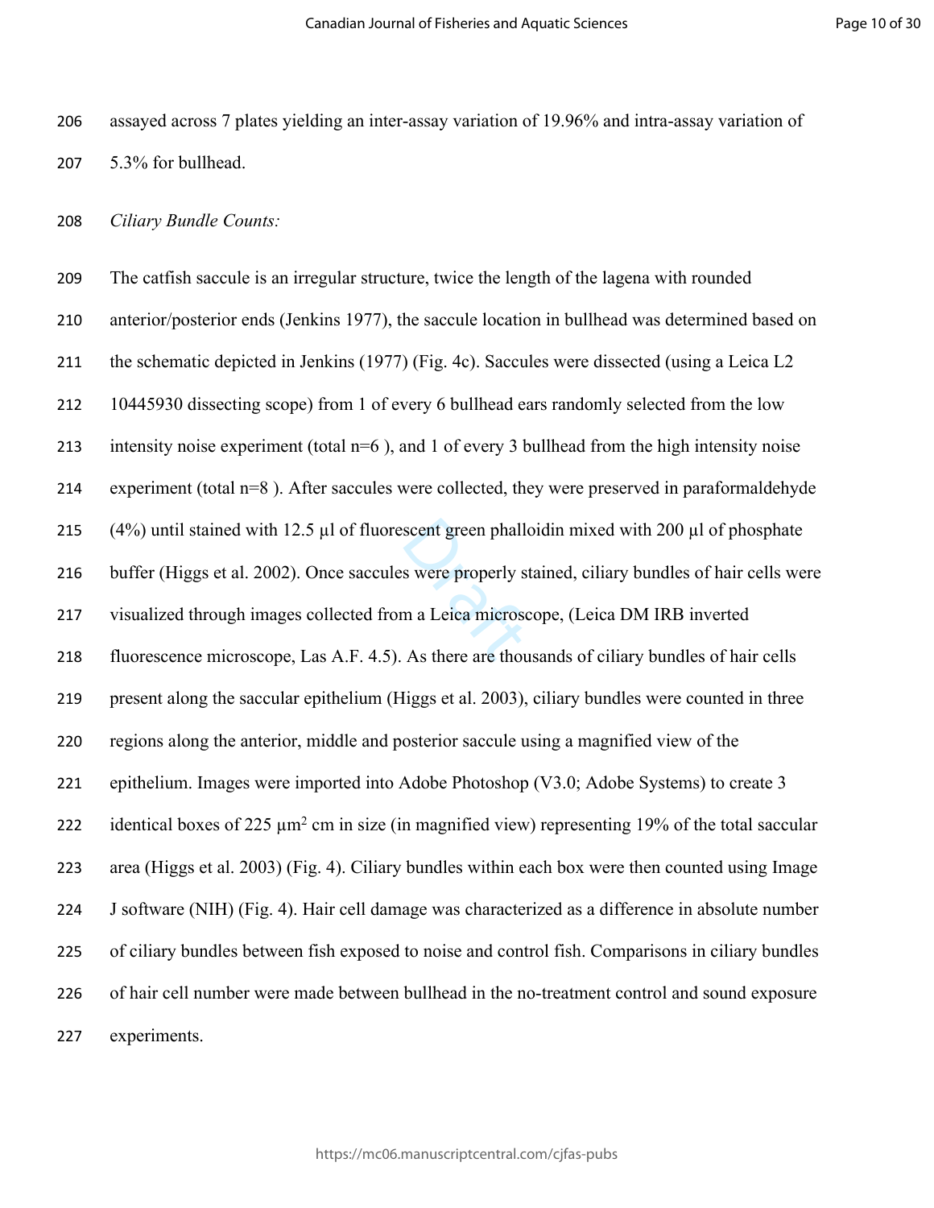assayed across 7 plates yielding an inter-assay variation of 19.96% and intra-assay variation of 5.3% for bullhead.

*Ciliary Bundle Counts:*

The catfish saccule is an irregular structure, twice the length of the lagena with rounded anterior/posterior ends (Jenkins 1977), the saccule location in bullhead was determined based on the schematic depicted in Jenkins (1977) (Fig. 4c). Saccules were dissected (using a Leica L2 10445930 dissecting scope) from 1 of every 6 bullhead ears randomly selected from the low intensity noise experiment (total n=6 ), and 1 of every 3 bullhead from the high intensity noise experiment (total n=8 ). After saccules were collected, they were preserved in paraformaldehyde (4%) until stained with 12.5 µl of fluorescent green phalloidin mixed with 200 µl of phosphate buffer (Higgs et al. 2002). Once saccules were properly stained, ciliary bundles of hair cells were visualized through images collected from a Leica microscope, (Leica DM IRB inverted fluorescence microscope, Las A.F. 4.5). As there are thousands of ciliary bundles of hair cells present along the saccular epithelium (Higgs et al. 2003), ciliary bundles were counted in three regions along the anterior, middle and posterior saccule using a magnified view of the epithelium. Images were imported into Adobe Photoshop (V3.0; Adobe Systems) to create 3 identical boxes of 225 $\mu m^2$ cm in size (in magnified view) representing 19% of the total saccular area (Higgs et al. 2003) (Fig. 4). Ciliary bundles within each box were then counted using Image J software (NIH) (Fig. 4). Hair cell damage was characterized as a difference in absolute number of ciliary bundles between fish exposed to noise and control fish. Comparisons in ciliary bundles of hair cell number were made between bullhead in the no-treatment control and sound exposure experiments.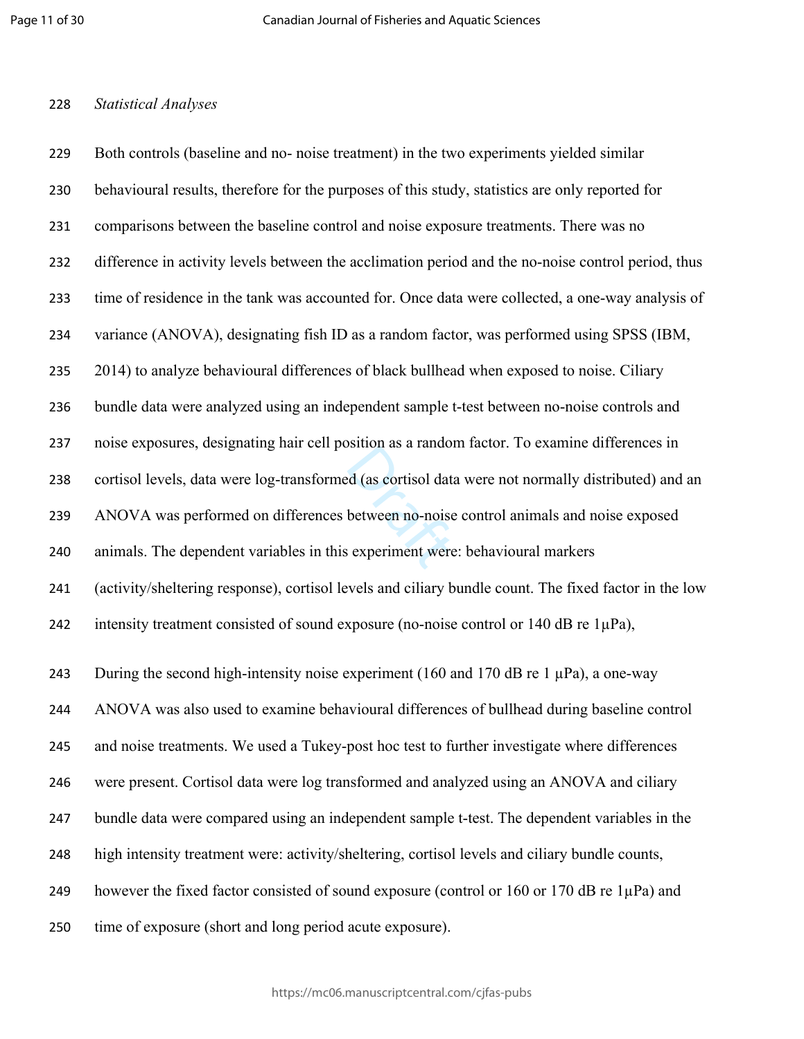*Statistical Analyses*

Both controls (baseline and no- noise treatment) in the two experiments yielded similar behavioural results, therefore for the purposes of this study, statistics are only reported for comparisons between the baseline control and noise exposure treatments. There was no difference in activity levels between the acclimation period and the no-noise control period, thus time of residence in the tank was accounted for. Once data were collected, a one-way analysis of variance (ANOVA), designating fish ID as a random factor, was performed using SPSS (IBM, 2014) to analyze behavioural differences of black bullhead when exposed to noise. Ciliary bundle data were analyzed using an independent sample t-test between no-noise controls and noise exposures, designating hair cell position as a random factor. To examine differences in cortisol levels, data were log-transformed (as cortisol data were not normally distributed) and an ANOVA was performed on differences between no-noise control animals and noise exposed animals. The dependent variables in this experiment were: behavioural markers (activity/sheltering response), cortisol levels and ciliary bundle count. The fixed factor in the low intensity treatment consisted of sound exposure (no-noise control or 140 dB re 1μPa),

During the second high-intensity noise experiment (160 and 170 dB re 1 μPa), a one-way ANOVA was also used to examine behavioural differences of bullhead during baseline control and noise treatments. We used a Tukey-post hoc test to further investigate where differences were present. Cortisol data were log transformed and analyzed using an ANOVA and ciliary bundle data were compared using an independent sample t-test. The dependent variables in the high intensity treatment were: activity/sheltering, cortisol levels and ciliary bundle counts, however the fixed factor consisted of sound exposure (control or 160 or 170 dB re 1μPa) and time of exposure (short and long period acute exposure).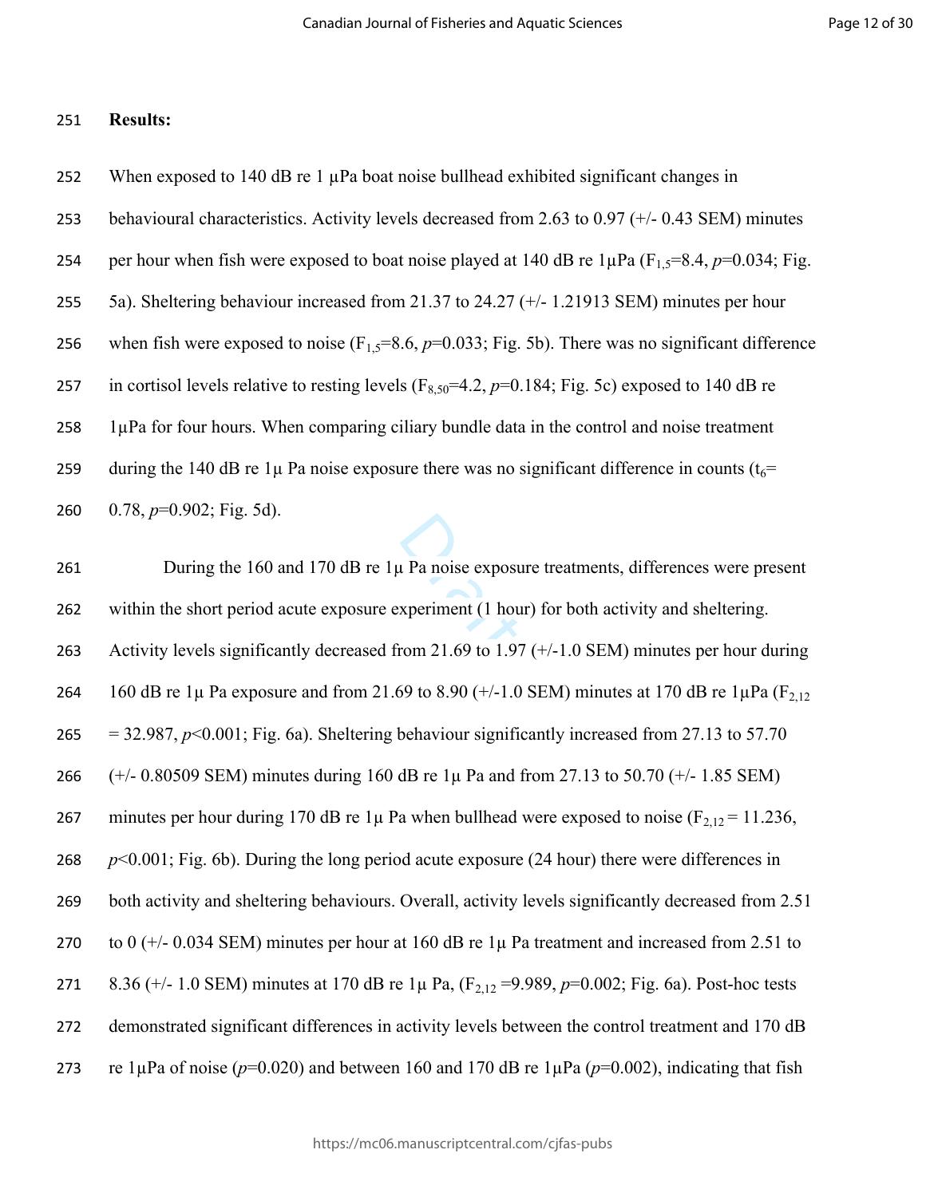**Results:**

When exposed to 140 dB re 1 μPa boat noise bullhead exhibited significant changes in behavioural characteristics. Activity levels decreased from 2.63 to 0.97 (+/- 0.43 SEM) minutes per hour when fish were exposed to boat noise played at 140 dB re 1μPa ($F_{1,5}$=8.4, $p$=0.034; Fig. 5a). Sheltering behaviour increased from 21.37 to 24.27 (+/- 1.21913 SEM) minutes per hour when fish were exposed to noise ($F_{1,5}$=8.6, $p$=0.033; Fig. 5b). There was no significant difference in cortisol levels relative to resting levels ($F_{8,50}$=4.2, $p$=0.184; Fig. 5c) exposed to 140 dB re 1μPa for four hours. When comparing ciliary bundle data in the control and noise treatment during the 140 dB re 1μ Pa noise exposure there was no significant difference in counts ($t_6$= 0.78, $p$=0.902; Fig. 5d).

During the 160 and 170 dB re 1μ Pa noise exposure treatments, differences were present within the short period acute exposure experiment (1 hour) for both activity and sheltering. Activity levels significantly decreased from 21.69 to 1.97 (+/-1.0 SEM) minutes per hour during 160 dB re 1μ Pa exposure and from 21.69 to 8.90 (+/-1.0 SEM) minutes at 170 dB re 1μPa ($F_{2,12}$ = 32.987, $p$<0.001; Fig. 6a). Sheltering behaviour significantly increased from 27.13 to 57.70 (+/- 0.80509 SEM) minutes during 160 dB re 1μ Pa and from 27.13 to 50.70 (+/- 1.85 SEM) minutes per hour during 170 dB re 1μ Pa when bullhead were exposed to noise ($F_{2,12}$ = 11.236, $p$<0.001; Fig. 6b). During the long period acute exposure (24 hour) there were differences in both activity and sheltering behaviours. Overall, activity levels significantly decreased from 2.51 to 0 (+/- 0.034 SEM) minutes per hour at 160 dB re 1μ Pa treatment and increased from 2.51 to 8.36 (+/- 1.0 SEM) minutes at 170 dB re 1μ Pa, ($F_{2,12}$ =9.989, $p$=0.002; Fig. 6a). Post-hoc tests demonstrated significant differences in activity levels between the control treatment and 170 dB re 1μPa of noise ($p$=0.020) and between 160 and 170 dB re 1μPa ($p$=0.002), indicating that fish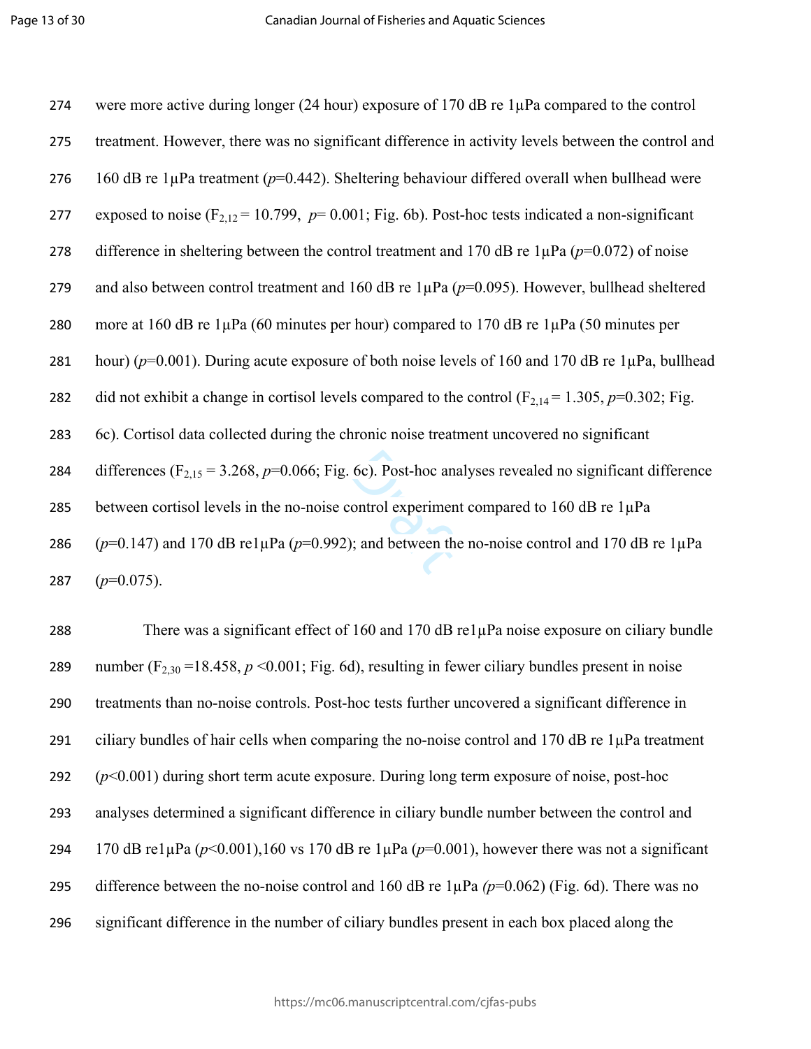were more active during longer (24 hour) exposure of 170 dB re 1μPa compared to the control treatment. However, there was no significant difference in activity levels between the control and 160 dB re 1μPa treatment (*p*=0.442). Sheltering behaviour differed overall when bullhead were exposed to noise ($F_{2,12}$ = 10.799, *p*= 0.001; Fig. 6b). Post-hoc tests indicated a non-significant difference in sheltering between the control treatment and 170 dB re 1μPa (*p*=0.072) of noise and also between control treatment and 160 dB re 1μPa (*p*=0.095). However, bullhead sheltered more at 160 dB re 1μPa (60 minutes per hour) compared to 170 dB re 1μPa (50 minutes per hour) (*p*=0.001). During acute exposure of both noise levels of 160 and 170 dB re 1μPa, bullhead did not exhibit a change in cortisol levels compared to the control ($F_{2,14}$ = 1.305, *p*=0.302; Fig. 6c). Cortisol data collected during the chronic noise treatment uncovered no significant differences ($F_{2,15}$ = 3.268, *p*=0.066; Fig. 6c). Post-hoc analyses revealed no significant difference between cortisol levels in the no-noise control experiment compared to 160 dB re 1μPa (*p*=0.147) and 170 dB re1μPa (*p*=0.992); and between the no-noise control and 170 dB re 1μPa (*p*=0.075).

There was a significant effect of 160 and 170 dB re1μPa noise exposure on ciliary bundle number ($F_{2,30}$ =18.458, *p* <0.001; Fig. 6d), resulting in fewer ciliary bundles present in noise treatments than no-noise controls. Post-hoc tests further uncovered a significant difference in ciliary bundles of hair cells when comparing the no-noise control and 170 dB re 1μPa treatment (*p*<0.001) during short term acute exposure. During long term exposure of noise, post-hoc analyses determined a significant difference in ciliary bundle number between the control and 170 dB re1μPa (*p*<0.001),160 vs 170 dB re 1μPa (*p*=0.001), however there was not a significant difference between the no-noise control and 160 dB re 1μPa *(p*=0.062) (Fig. 6d). There was no significant difference in the number of ciliary bundles present in each box placed along the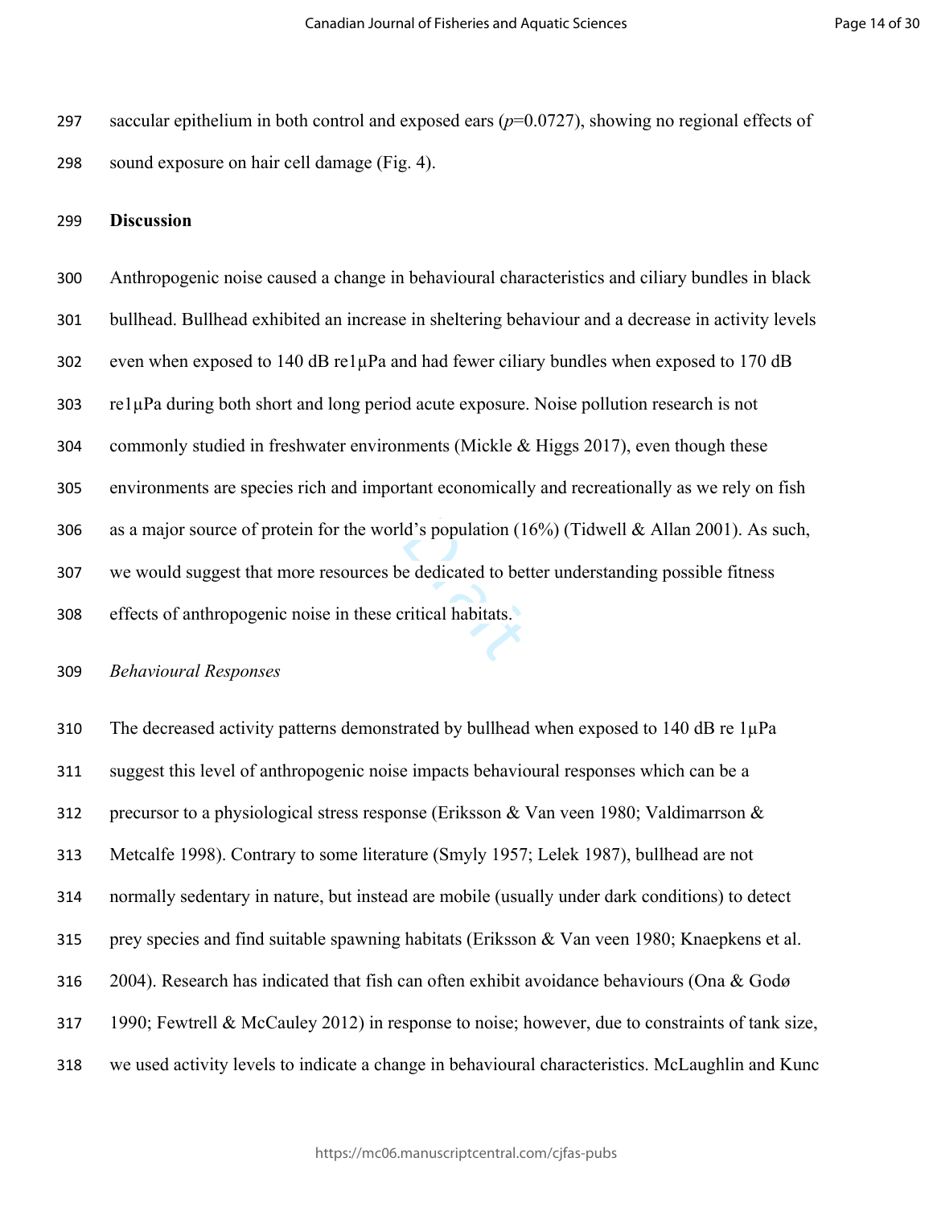saccular epithelium in both control and exposed ears ($p$=0.0727), showing no regional effects of sound exposure on hair cell damage (Fig. 4).

## Discussion

Anthropogenic noise caused a change in behavioural characteristics and ciliary bundles in black bullhead. Bullhead exhibited an increase in sheltering behaviour and a decrease in activity levels even when exposed to 140 dB re1μPa and had fewer ciliary bundles when exposed to 170 dB re1μPa during both short and long period acute exposure. Noise pollution research is not commonly studied in freshwater environments (Mickle & Higgs 2017), even though these environments are species rich and important economically and recreationally as we rely on fish as a major source of protein for the world's population (16%) (Tidwell & Allan 2001). As such, we would suggest that more resources be dedicated to better understanding possible fitness effects of anthropogenic noise in these critical habitats.

### *Behavioural Responses*

The decreased activity patterns demonstrated by bullhead when exposed to 140 dB re 1μPa suggest this level of anthropogenic noise impacts behavioural responses which can be a precursor to a physiological stress response (Eriksson & Van veen 1980; Valdimarrson & Metcalfe 1998). Contrary to some literature (Smyly 1957; Lelek 1987), bullhead are not normally sedentary in nature, but instead are mobile (usually under dark conditions) to detect prey species and find suitable spawning habitats (Eriksson & Van veen 1980; Knaepkens et al. 2004). Research has indicated that fish can often exhibit avoidance behaviours (Ona & Godø 1990; Fewtrell & McCauley 2012) in response to noise; however, due to constraints of tank size, we used activity levels to indicate a change in behavioural characteristics. McLaughlin and Kunc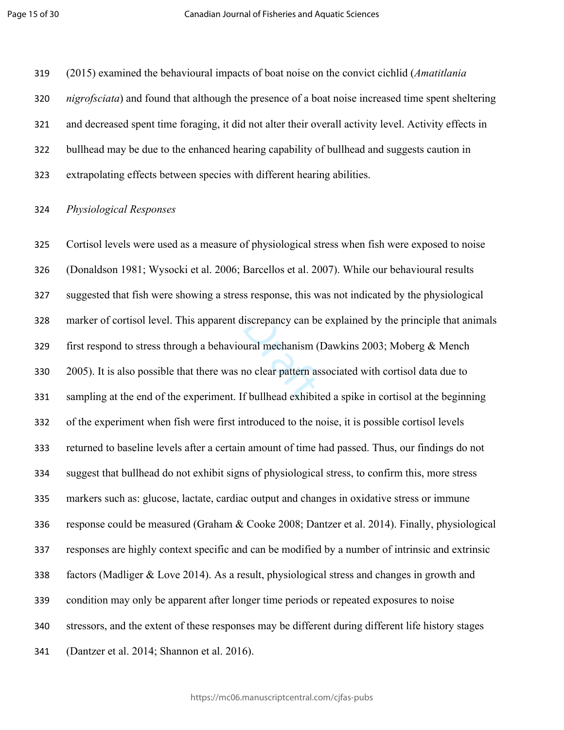(2015) examined the behavioural impacts of boat noise on the convict cichlid (*Amatitlania nigrofsciata*) and found that although the presence of a boat noise increased time spent sheltering and decreased spent time foraging, it did not alter their overall activity level. Activity effects in bullhead may be due to the enhanced hearing capability of bullhead and suggests caution in extrapolating effects between species with different hearing abilities.

*Physiological Responses*

Cortisol levels were used as a measure of physiological stress when fish were exposed to noise (Donaldson 1981; Wysocki et al. 2006; Barcellos et al. 2007). While our behavioural results suggested that fish were showing a stress response, this was not indicated by the physiological marker of cortisol level. This apparent discrepancy can be explained by the principle that animals first respond to stress through a behavioural mechanism (Dawkins 2003; Moberg & Mench 2005). It is also possible that there was no clear pattern associated with cortisol data due to sampling at the end of the experiment. If bullhead exhibited a spike in cortisol at the beginning of the experiment when fish were first introduced to the noise, it is possible cortisol levels returned to baseline levels after a certain amount of time had passed. Thus, our findings do not suggest that bullhead do not exhibit signs of physiological stress, to confirm this, more stress markers such as: glucose, lactate, cardiac output and changes in oxidative stress or immune response could be measured (Graham & Cooke 2008; Dantzer et al. 2014). Finally, physiological responses are highly context specific and can be modified by a number of intrinsic and extrinsic factors (Madliger & Love 2014). As a result, physiological stress and changes in growth and condition may only be apparent after longer time periods or repeated exposures to noise stressors, and the extent of these responses may be different during different life history stages (Dantzer et al. 2014; Shannon et al. 2016).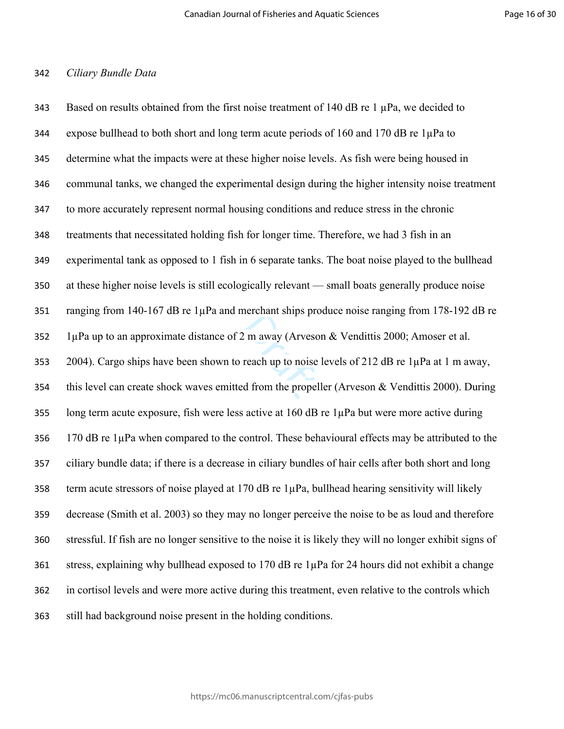*Ciliary Bundle Data*

Based on results obtained from the first noise treatment of 140 dB re 1 μPa, we decided to expose bullhead to both short and long term acute periods of 160 and 170 dB re 1μPa to determine what the impacts were at these higher noise levels. As fish were being housed in communal tanks, we changed the experimental design during the higher intensity noise treatment to more accurately represent normal housing conditions and reduce stress in the chronic treatments that necessitated holding fish for longer time. Therefore, we had 3 fish in an experimental tank as opposed to 1 fish in 6 separate tanks. The boat noise played to the bullhead at these higher noise levels is still ecologically relevant — small boats generally produce noise ranging from 140-167 dB re 1μPa and merchant ships produce noise ranging from 178-192 dB re 1μPa up to an approximate distance of 2 m away (Arveson & Vendittis 2000; Amoser et al. 2004). Cargo ships have been shown to reach up to noise levels of 212 dB re 1μPa at 1 m away, this level can create shock waves emitted from the propeller (Arveson & Vendittis 2000). During long term acute exposure, fish were less active at 160 dB re 1μPa but were more active during 170 dB re 1μPa when compared to the control. These behavioural effects may be attributed to the ciliary bundle data; if there is a decrease in ciliary bundles of hair cells after both short and long term acute stressors of noise played at 170 dB re 1μPa, bullhead hearing sensitivity will likely decrease (Smith et al. 2003) so they may no longer perceive the noise to be as loud and therefore stressful. If fish are no longer sensitive to the noise it is likely they will no longer exhibit signs of stress, explaining why bullhead exposed to 170 dB re 1μPa for 24 hours did not exhibit a change in cortisol levels and were more active during this treatment, even relative to the controls which still had background noise present in the holding conditions.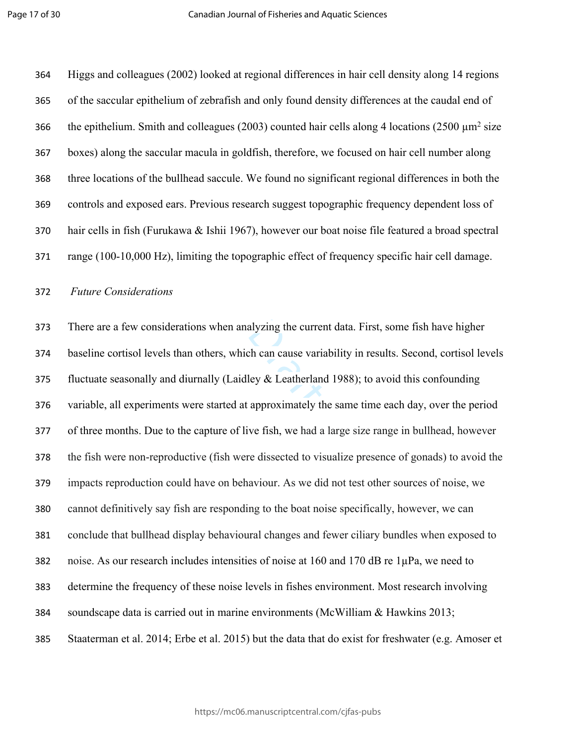Higgs and colleagues (2002) looked at regional differences in hair cell density along 14 regions of the saccular epithelium of zebrafish and only found density differences at the caudal end of the epithelium. Smith and colleagues (2003) counted hair cells along 4 locations (2500 $\mu m^2$ size boxes) along the saccular macula in goldfish, therefore, we focused on hair cell number along three locations of the bullhead saccule. We found no significant regional differences in both the controls and exposed ears. Previous research suggest topographic frequency dependent loss of hair cells in fish (Furukawa & Ishii 1967), however our boat noise file featured a broad spectral range (100-10,000 Hz), limiting the topographic effect of frequency specific hair cell damage.

*Future Considerations*

There are a few considerations when analyzing the current data. First, some fish have higher baseline cortisol levels than others, which can cause variability in results. Second, cortisol levels fluctuate seasonally and diurnally (Laidley & Leatherland 1988); to avoid this confounding variable, all experiments were started at approximately the same time each day, over the period of three months. Due to the capture of live fish, we had a large size range in bullhead, however the fish were non-reproductive (fish were dissected to visualize presence of gonads) to avoid the impacts reproduction could have on behaviour. As we did not test other sources of noise, we cannot definitively say fish are responding to the boat noise specifically, however, we can conclude that bullhead display behavioural changes and fewer ciliary bundles when exposed to noise. As our research includes intensities of noise at 160 and 170 dB re 1µPa, we need to determine the frequency of these noise levels in fishes environment. Most research involving soundscape data is carried out in marine environments (McWilliam & Hawkins 2013; Staaterman et al. 2014; Erbe et al. 2015) but the data that do exist for freshwater (e.g. Amoser et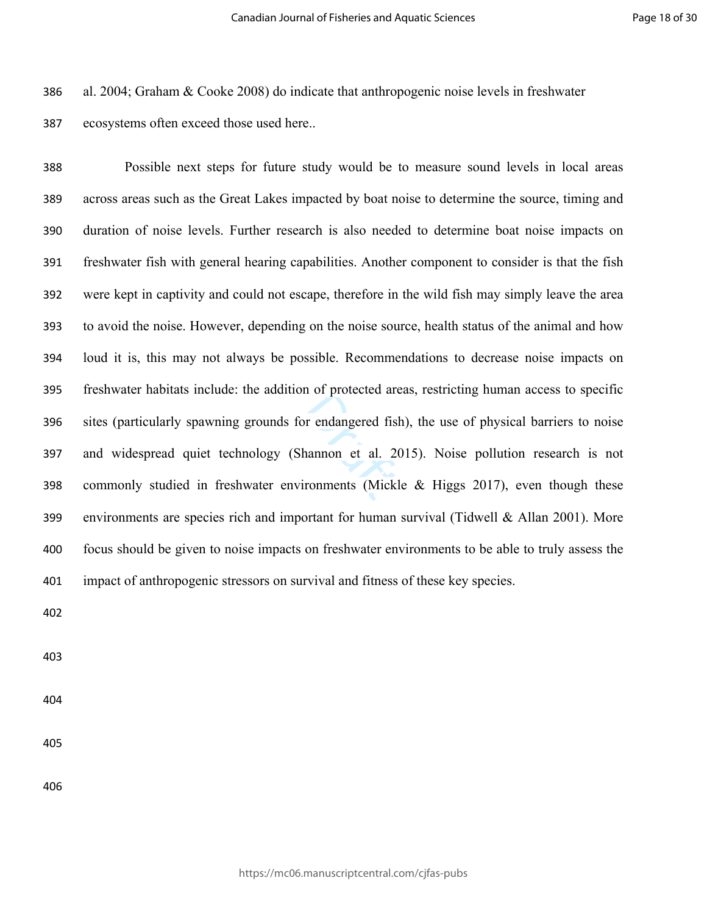al. 2004; Graham & Cooke 2008) do indicate that anthropogenic noise levels in freshwater ecosystems often exceed those used here..

Possible next steps for future study would be to measure sound levels in local areas across areas such as the Great Lakes impacted by boat noise to determine the source, timing and duration of noise levels. Further research is also needed to determine boat noise impacts on freshwater fish with general hearing capabilities. Another component to consider is that the fish were kept in captivity and could not escape, therefore in the wild fish may simply leave the area to avoid the noise. However, depending on the noise source, health status of the animal and how loud it is, this may not always be possible. Recommendations to decrease noise impacts on freshwater habitats include: the addition of protected areas, restricting human access to specific sites (particularly spawning grounds for endangered fish), the use of physical barriers to noise and widespread quiet technology (Shannon et al. 2015). Noise pollution research is not commonly studied in freshwater environments (Mickle & Higgs 2017), even though these environments are species rich and important for human survival (Tidwell & Allan 2001). More focus should be given to noise impacts on freshwater environments to be able to truly assess the impact of anthropogenic stressors on survival and fitness of these key species.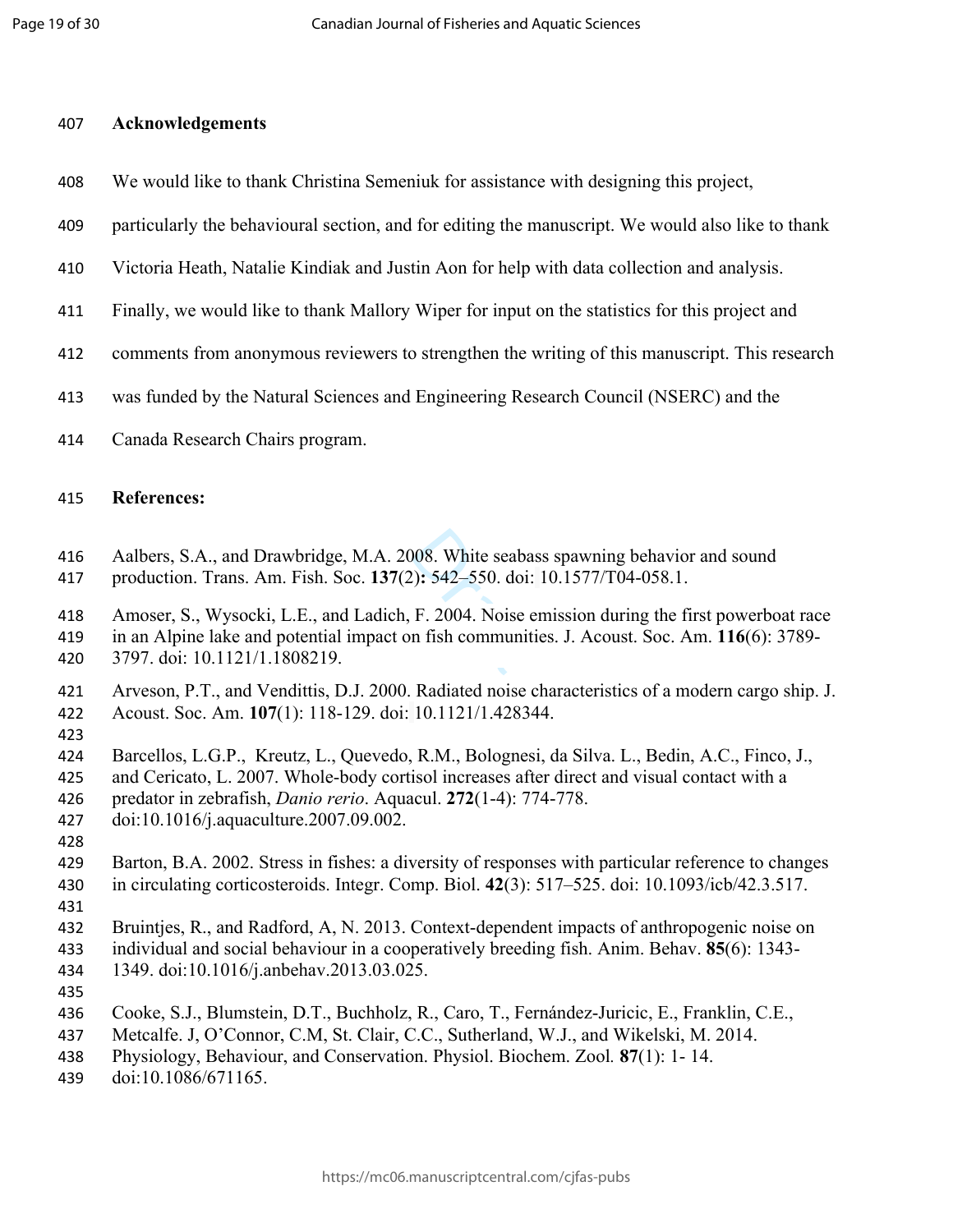## Acknowledgements

We would like to thank Christina Semeniuk for assistance with designing this project, particularly the behavioural section, and for editing the manuscript. We would also like to thank Victoria Heath, Natalie Kindiak and Justin Aon for help with data collection and analysis. Finally, we would like to thank Mallory Wiper for input on the statistics for this project and comments from anonymous reviewers to strengthen the writing of this manuscript. This research was funded by the Natural Sciences and Engineering Research Council (NSERC) and the Canada Research Chairs program.

## References:

Aalbers, S.A., and Drawbridge, M.A. 2008. White seabass spawning behavior and sound production. Trans. Am. Fish. Soc. **137**(2)**:** 542–550. doi: 10.1577/T04-058.1.

Amoser, S., Wysocki, L.E., and Ladich, F. 2004. Noise emission during the first powerboat race in an Alpine lake and potential impact on fish communities. J. Acoust. Soc. Am. **116**(6): 3789-3797. doi: 10.1121/1.1808219.

Arveson, P.T., and Vendittis, D.J. 2000. Radiated noise characteristics of a modern cargo ship. J. Acoust. Soc. Am. **107**(1): 118-129. doi: 10.1121/1.428344.

Barcellos, L.G.P., Kreutz, L., Quevedo, R.M., Bolognesi, da Silva. L., Bedin, A.C., Finco, J., and Cericato, L. 2007. Whole-body cortisol increases after direct and visual contact with a predator in zebrafish, *Danio rerio*. Aquacul. **272**(1-4): 774-778. doi:10.1016/j.aquaculture.2007.09.002.

Barton, B.A. 2002. Stress in fishes: a diversity of responses with particular reference to changes in circulating corticosteroids. Integr. Comp. Biol. **42**(3): 517–525. doi: 10.1093/icb/42.3.517.

Bruintjes, R., and Radford, A, N. 2013. Context-dependent impacts of anthropogenic noise on individual and social behaviour in a cooperatively breeding fish. Anim. Behav. **85**(6): 1343-1349. doi:10.1016/j.anbehav.2013.03.025.

Cooke, S.J., Blumstein, D.T., Buchholz, R., Caro, T., Fernández-Juricic, E., Franklin, C.E., Metcalfe. J, O'Connor, C.M, St. Clair, C.C., Sutherland, W.J., and Wikelski, M. 2014. Physiology, Behaviour, and Conservation. Physiol. Biochem. Zool. **87**(1): 1- 14. doi:10.1086/671165.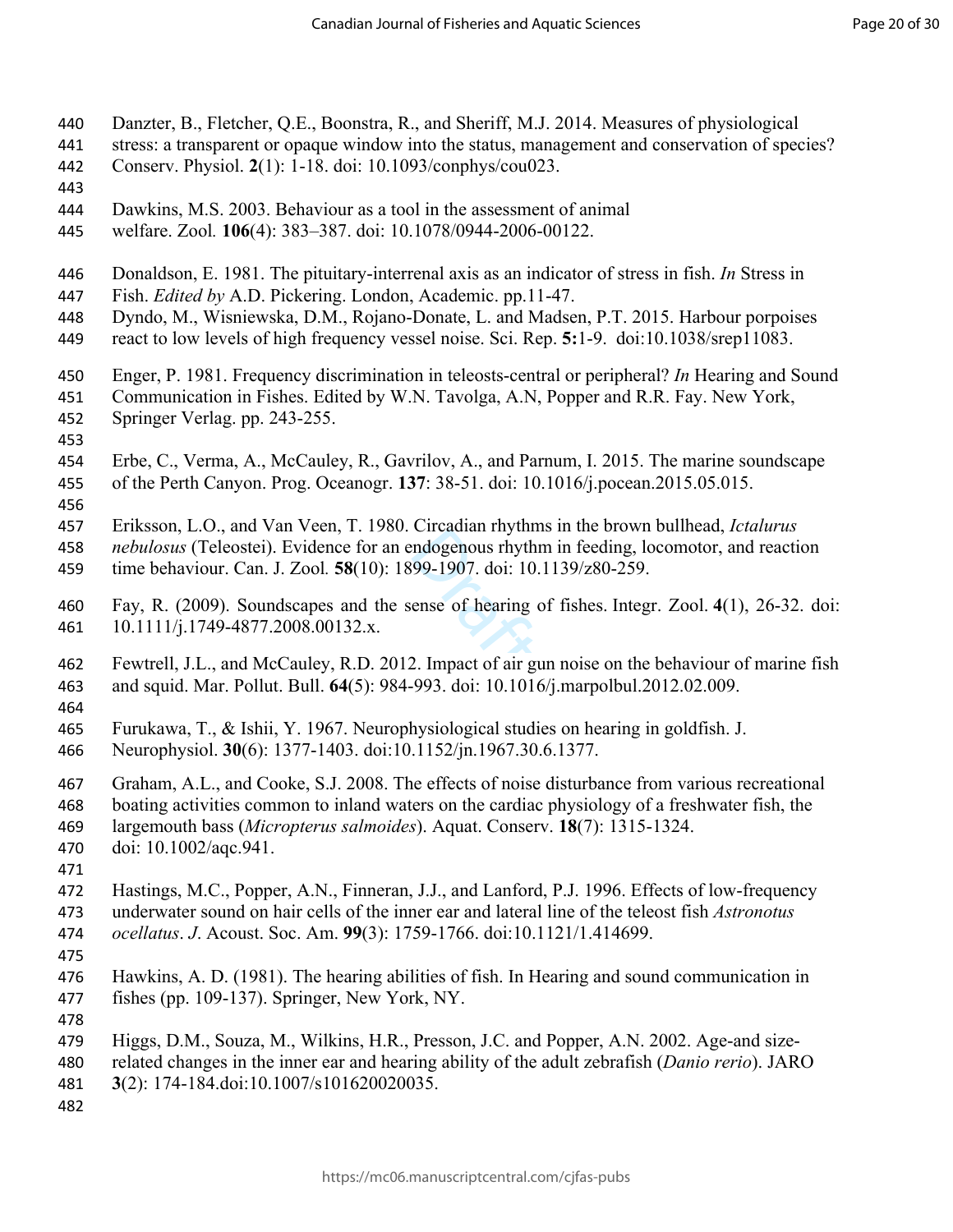Danzter, B., Fletcher, Q.E., Boonstra, R., and Sheriff, M.J. 2014. Measures of physiological stress: a transparent or opaque window into the status, management and conservation of species? Conserv. Physiol. **2**(1): 1-18. doi: 10.1093/conphys/cou023.

Dawkins, M.S. 2003. Behaviour as a tool in the assessment of animal welfare. Zool. **106**(4): 383–387. doi: 10.1078/0944-2006-00122.

Donaldson, E. 1981. The pituitary-interrenal axis as an indicator of stress in fish. *In* Stress in Fish. *Edited by* A.D. Pickering. London, Academic. pp.11-47.

Dyndo, M., Wisniewska, D.M., Rojano-Donate, L. and Madsen, P.T. 2015. Harbour porpoises react to low levels of high frequency vessel noise. Sci. Rep. **5:**1-9. doi:10.1038/srep11083.

Enger, P. 1981. Frequency discrimination in teleosts-central or peripheral? *In* Hearing and Sound Communication in Fishes. Edited by W.N. Tavolga, A.N, Popper and R.R. Fay. New York, Springer Verlag. pp. 243-255.

Erbe, C., Verma, A., McCauley, R., Gavrilov, A., and Parnum, I. 2015. The marine soundscape of the Perth Canyon. Prog. Oceanogr. **137**: 38-51. doi: 10.1016/j.pocean.2015.05.015.

Eriksson, L.O., and Van Veen, T. 1980. Circadian rhythms in the brown bullhead, *Ictalurus nebulosus* (Teleostei). Evidence for an endogenous rhythm in feeding, locomotor, and reaction time behaviour. Can. J. Zool. **58**(10): 1899-1907. doi: 10.1139/z80-259.

Fay, R. (2009). Soundscapes and the sense of hearing of fishes. Integr. Zool. **4**(1), 26-32. doi: 10.1111/j.1749-4877.2008.00132.x.

Fewtrell, J.L., and McCauley, R.D. 2012. Impact of air gun noise on the behaviour of marine fish and squid. Mar. Pollut. Bull. **64**(5): 984-993. doi: 10.1016/j.marpolbul.2012.02.009.

Furukawa, T., & Ishii, Y. 1967. Neurophysiological studies on hearing in goldfish. J. Neurophysiol. **30**(6): 1377-1403. doi:10.1152/jn.1967.30.6.1377.

Graham, A.L., and Cooke, S.J. 2008. The effects of noise disturbance from various recreational boating activities common to inland waters on the cardiac physiology of a freshwater fish, the largemouth bass (*Micropterus salmoides*). Aquat. Conserv. **18**(7): 1315-1324. doi: 10.1002/aqc.941.

Hastings, M.C., Popper, A.N., Finneran, J.J., and Lanford, P.J. 1996. Effects of low-frequency underwater sound on hair cells of the inner ear and lateral line of the teleost fish *Astronotus ocellatus*. *J*. Acoust. Soc. Am. **99**(3): 1759-1766. doi:10.1121/1.414699.

Hawkins, A. D. (1981). The hearing abilities of fish. In Hearing and sound communication in fishes (pp. 109-137). Springer, New York, NY.

Higgs, D.M., Souza, M., Wilkins, H.R., Presson, J.C. and Popper, A.N. 2002. Age-and size-related changes in the inner ear and hearing ability of the adult zebrafish (*Danio rerio*). JARO **3**(2): 174-184.doi:10.1007/s101620020035.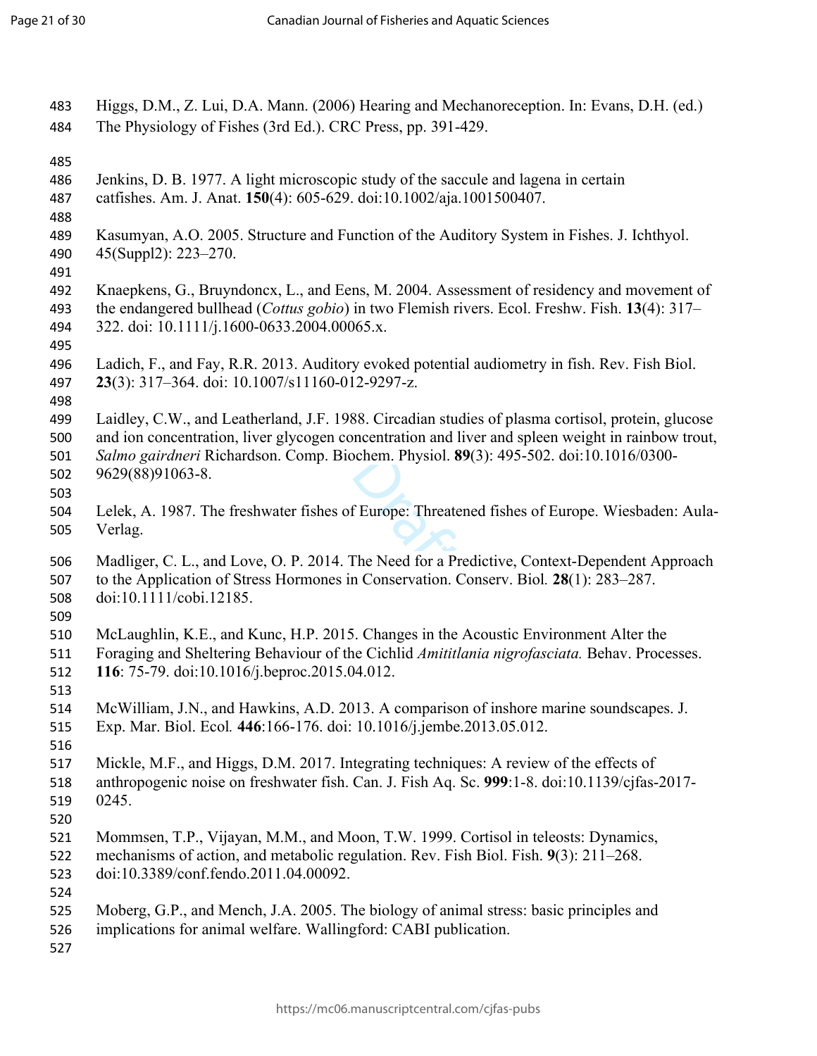Higgs, D.M., Z. Lui, D.A. Mann. (2006) Hearing and Mechanoreception. In: Evans, D.H. (ed.) The Physiology of Fishes (3rd Ed.). CRC Press, pp. 391-429.

Jenkins, D. B. 1977. A light microscopic study of the saccule and lagena in certain catfishes. Am. J. Anat. **150**(4): 605-629. doi:10.1002/aja.1001500407.

Kasumyan, A.O. 2005. Structure and Function of the Auditory System in Fishes. J. Ichthyol. 45(Suppl2): 223–270.

Knaepkens, G., Bruyndoncx, L., and Eens, M. 2004. Assessment of residency and movement of the endangered bullhead (*Cottus gobio*) in two Flemish rivers. Ecol. Freshw. Fish. **13**(4): 317–322. doi: 10.1111/j.1600-0633.2004.00065.x.

Ladich, F., and Fay, R.R. 2013. Auditory evoked potential audiometry in fish. Rev. Fish Biol. **23**(3): 317–364. doi: 10.1007/s11160-012-9297-z.

Laidley, C.W., and Leatherland, J.F. 1988. Circadian studies of plasma cortisol, protein, glucose and ion concentration, liver glycogen concentration and liver and spleen weight in rainbow trout, *Salmo gairdneri* Richardson. Comp. Biochem. Physiol. **89**(3): 495-502. doi:10.1016/0300-9629(88)91063-8.

Lelek, A. 1987. The freshwater fishes of Europe: Threatened fishes of Europe. Wiesbaden: Aula-Verlag.

Madliger, C. L., and Love, O. P. 2014. The Need for a Predictive, Context-Dependent Approach to the Application of Stress Hormones in Conservation. Conserv. Biol*.* **28**(1): 283–287. doi:10.1111/cobi.12185.

McLaughlin, K.E., and Kunc, H.P. 2015. Changes in the Acoustic Environment Alter the Foraging and Sheltering Behaviour of the Cichlid *Amititlania nigrofasciata.* Behav. Processes. **116**: 75-79. doi:10.1016/j.beproc.2015.04.012.

McWilliam, J.N., and Hawkins, A.D. 2013. A comparison of inshore marine soundscapes. J. Exp. Mar. Biol. Ecol*.* **446**:166-176. doi: 10.1016/j.jembe.2013.05.012.

Mickle, M.F., and Higgs, D.M. 2017. Integrating techniques: A review of the effects of anthropogenic noise on freshwater fish. Can. J. Fish Aq. Sc. **999**:1-8. doi:10.1139/cjfas-2017-0245.

Mommsen, T.P., Vijayan, M.M., and Moon, T.W. 1999. Cortisol in teleosts: Dynamics, mechanisms of action, and metabolic regulation. Rev. Fish Biol. Fish. **9**(3): 211–268. doi:10.3389/conf.fendo.2011.04.00092.

Moberg, G.P., and Mench, J.A. 2005. The biology of animal stress: basic principles and implications for animal welfare. Wallingford: CABI publication.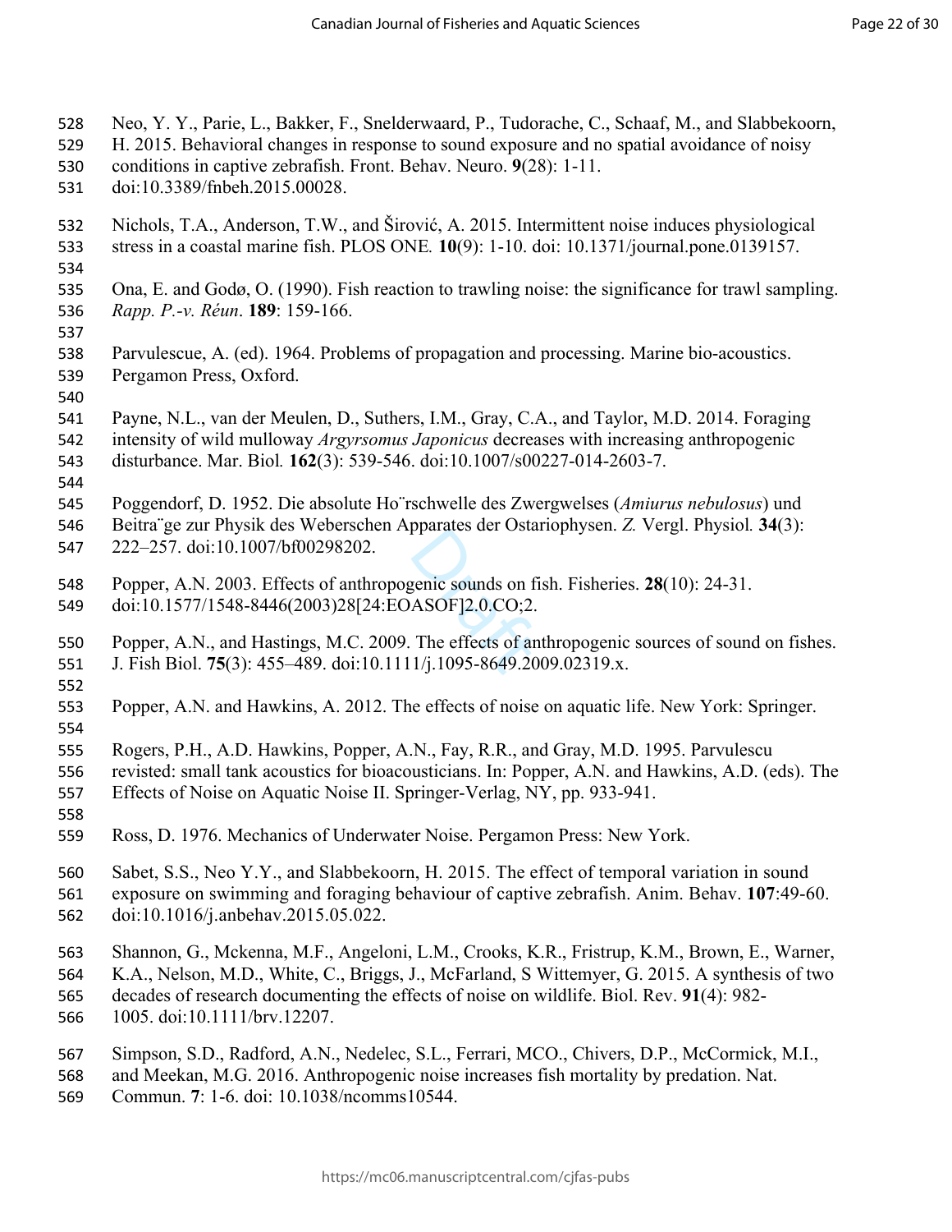Neo, Y. Y., Parie, L., Bakker, F., Snelderwaard, P., Tudorache, C., Schaaf, M., and Slabbekoorn, H. 2015. Behavioral changes in response to sound exposure and no spatial avoidance of noisy conditions in captive zebrafish. Front. Behav. Neuro. **9**(28): 1-11. doi:10.3389/fnbeh.2015.00028.

Nichols, T.A., Anderson, T.W., and Širović, A. 2015. Intermittent noise induces physiological stress in a coastal marine fish. PLOS ONE. **10**(9): 1-10. doi: 10.1371/journal.pone.0139157.

Ona, E. and Godø, O. (1990). Fish reaction to trawling noise: the significance for trawl sampling. *Rapp. P.-v. Réun*. **189**: 159-166.

Parvulescue, A. (ed). 1964. Problems of propagation and processing. Marine bio-acoustics. Pergamon Press, Oxford.

Payne, N.L., van der Meulen, D., Suthers, I.M., Gray, C.A., and Taylor, M.D. 2014. Foraging intensity of wild mulloway *Argyrsomus Japonicus* decreases with increasing anthropogenic disturbance. Mar. Biol. **162**(3): 539-546. doi:10.1007/s00227-014-2603-7.

Poggendorf, D. 1952. Die absolute Ho¨rschwelle des Zwergwelses (*Amiurus nebulosus*) und Beitra¨ge zur Physik des Weberschen Apparates der Ostariophysen. *Z.* Vergl. Physiol. **34**(3): 222–257. doi:10.1007/bf00298202.

Popper, A.N. 2003. Effects of anthropogenic sounds on fish. Fisheries. **28**(10): 24-31. doi:10.1577/1548-8446(2003)28[24:EOASOF]2.0.CO;2.

Popper, A.N., and Hastings, M.C. 2009. The effects of anthropogenic sources of sound on fishes. J. Fish Biol. **75**(3): 455–489. doi:10.1111/j.1095-8649.2009.02319.x.

Popper, A.N. and Hawkins, A. 2012. The effects of noise on aquatic life. New York: Springer.

Rogers, P.H., A.D. Hawkins, Popper, A.N., Fay, R.R., and Gray, M.D. 1995. Parvulescu revisted: small tank acoustics for bioacousticians. In: Popper, A.N. and Hawkins, A.D. (eds). The Effects of Noise on Aquatic Noise II. Springer-Verlag, NY, pp. 933-941.

Ross, D. 1976. Mechanics of Underwater Noise. Pergamon Press: New York.

Sabet, S.S., Neo Y.Y., and Slabbekoorn, H. 2015. The effect of temporal variation in sound exposure on swimming and foraging behaviour of captive zebrafish. Anim. Behav. **107**:49-60. doi:10.1016/j.anbehav.2015.05.022.

Shannon, G., Mckenna, M.F., Angeloni, L.M., Crooks, K.R., Fristrup, K.M., Brown, E., Warner, K.A., Nelson, M.D., White, C., Briggs, J., McFarland, S Wittemyer, G. 2015. A synthesis of two decades of research documenting the effects of noise on wildlife. Biol. Rev. **91**(4): 982-1005. doi:10.1111/brv.12207.

Simpson, S.D., Radford, A.N., Nedelec, S.L., Ferrari, MCO., Chivers, D.P., McCormick, M.I., and Meekan, M.G. 2016. Anthropogenic noise increases fish mortality by predation. Nat. Commun. **7**: 1-6. doi: 10.1038/ncomms10544.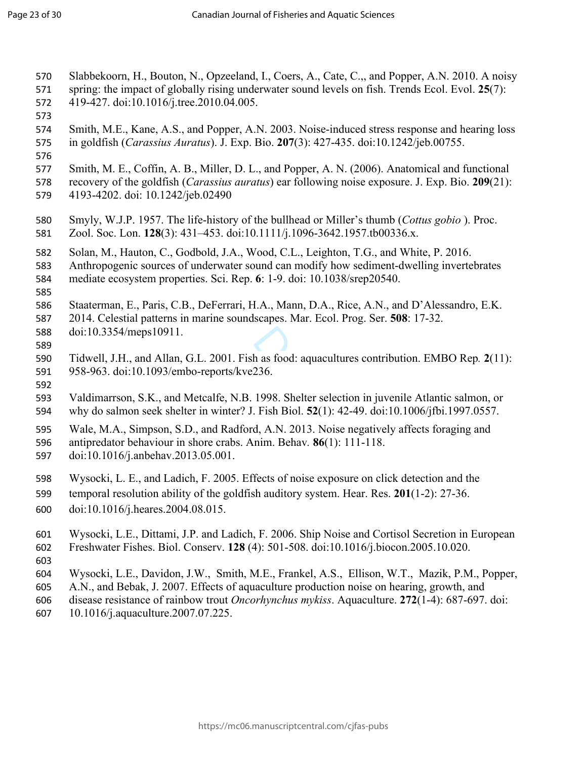Slabbekoorn, H., Bouton, N., Opzeeland, I., Coers, A., Cate, C.,, and Popper, A.N. 2010. A noisy spring: the impact of globally rising underwater sound levels on fish. Trends Ecol. Evol. **25**(7): 419-427. doi:10.1016/j.tree.2010.04.005.

Smith, M.E., Kane, A.S., and Popper, A.N. 2003. Noise-induced stress response and hearing loss in goldfish (*Carassius Auratus*). J. Exp. Bio. **207**(3): 427-435. doi:10.1242/jeb.00755.

Smith, M. E., Coffin, A. B., Miller, D. L., and Popper, A. N. (2006). Anatomical and functional recovery of the goldfish (*Carassius auratus*) ear following noise exposure. J. Exp. Bio. **209**(21): 4193-4202. doi: 10.1242/jeb.02490

Smyly, W.J.P. 1957. The life-history of the bullhead or Miller's thumb (*Cottus gobio* ). Proc. Zool. Soc. Lon. **128**(3): 431–453. doi:10.1111/j.1096-3642.1957.tb00336.x.

Solan, M., Hauton, C., Godbold, J.A., Wood, C.L., Leighton, T.G., and White, P. 2016. Anthropogenic sources of underwater sound can modify how sediment-dwelling invertebrates mediate ecosystem properties. Sci. Rep. **6**: 1-9. doi: 10.1038/srep20540.

Staaterman, E., Paris, C.B., DeFerrari, H.A., Mann, D.A., Rice, A.N., and D'Alessandro, E.K. 2014. Celestial patterns in marine soundscapes. Mar. Ecol. Prog. Ser. **508**: 17-32. doi:10.3354/meps10911.

Tidwell, J.H., and Allan, G.L. 2001. Fish as food: aquacultures contribution. EMBO Rep. **2**(11): 958-963. doi:10.1093/embo-reports/kve236.

Valdimarsson, S.K., and Metcalfe, N.B. 1998. Shelter selection in juvenile Atlantic salmon, or why do salmon seek shelter in winter? J. Fish Biol. **52**(1): 42-49. doi:10.1006/jfbi.1997.0557.

Wale, M.A., Simpson, S.D., and Radford, A.N. 2013. Noise negatively affects foraging and antipredator behaviour in shore crabs. Anim. Behav. **86**(1): 111-118. doi:10.1016/j.anbehav.2013.05.001.

Wysocki, L. E., and Ladich, F. 2005. Effects of noise exposure on click detection and the temporal resolution ability of the goldfish auditory system. Hear. Res. **201**(1-2): 27-36. doi:10.1016/j.heares.2004.08.015.

Wysocki, L.E., Dittami, J.P. and Ladich, F. 2006. Ship Noise and Cortisol Secretion in European Freshwater Fishes. Biol. Conserv. **128** (4): 501-508. doi:10.1016/j.biocon.2005.10.020.

Wysocki, L.E., Davidon, J.W., Smith, M.E., Frankel, A.S., Ellison, W.T., Mazik, P.M., Popper, A.N., and Bebak, J. 2007. Effects of aquaculture production noise on hearing, growth, and disease resistance of rainbow trout *Oncorhynchus mykiss*. Aquaculture. **272**(1-4): 687-697. doi: 10.1016/j.aquaculture.2007.07.225.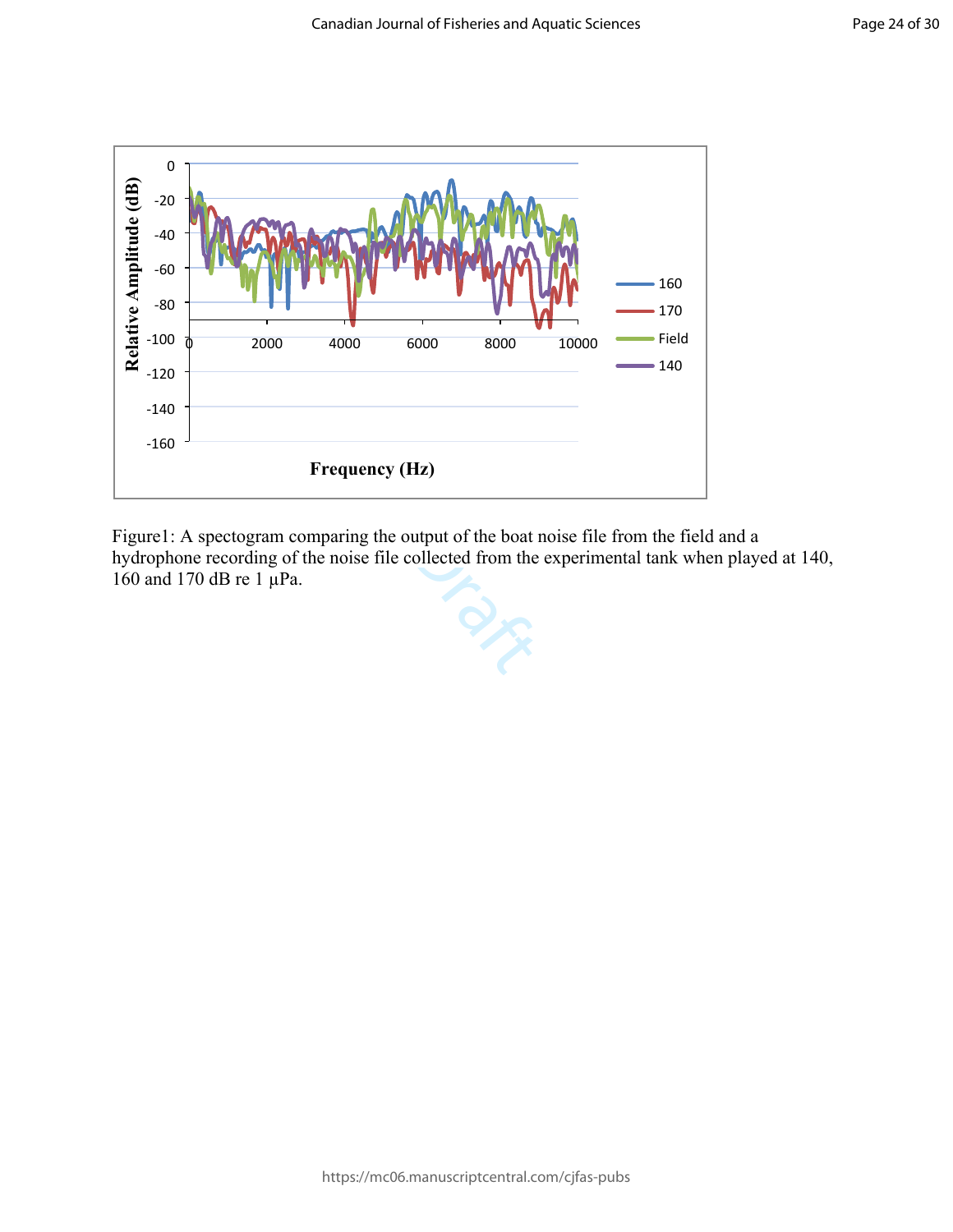Figure1: A spectogram comparing the output of the boat noise file from the field and a hydrophone recording of the noise file collected from the experimental tank when played at 140, 160 and 170 dB re 1 μPa.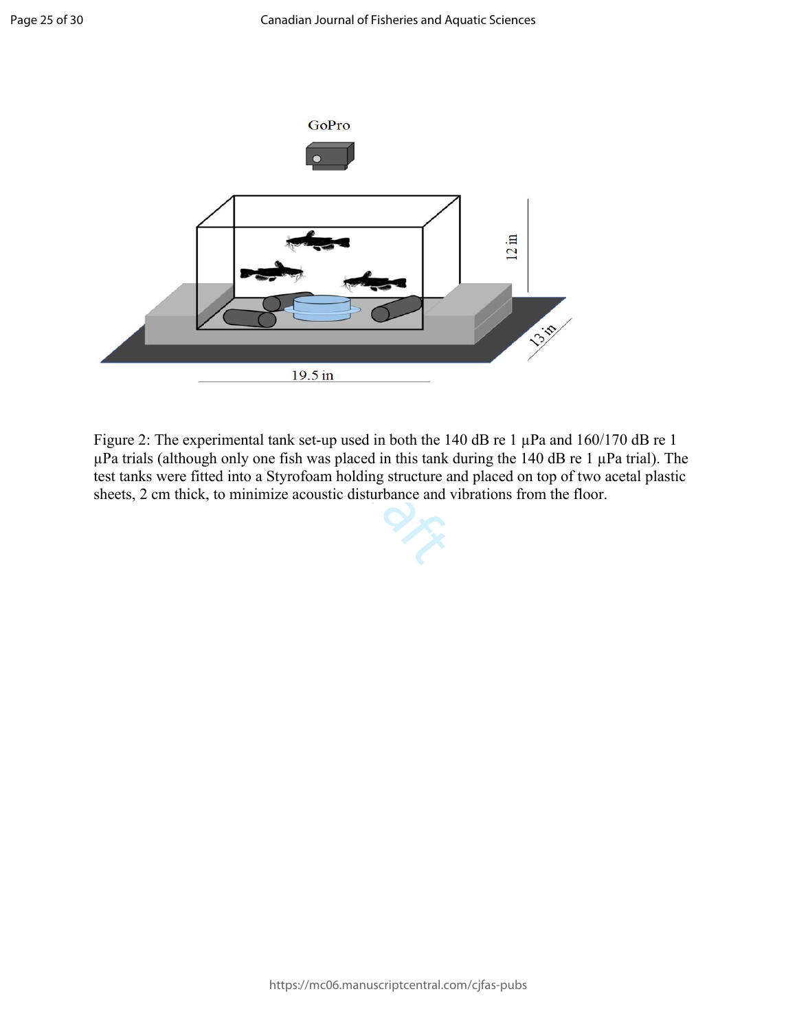Figure 2: The experimental tank set-up used in both the 140 dB re 1 μPa and 160/170 dB re 1 μPa trials (although only one fish was placed in this tank during the 140 dB re 1 μPa trial). The test tanks were fitted into a Styrofoam holding structure and placed on top of two acetal plastic sheets, 2 cm thick, to minimize acoustic disturbance and vibrations from the floor.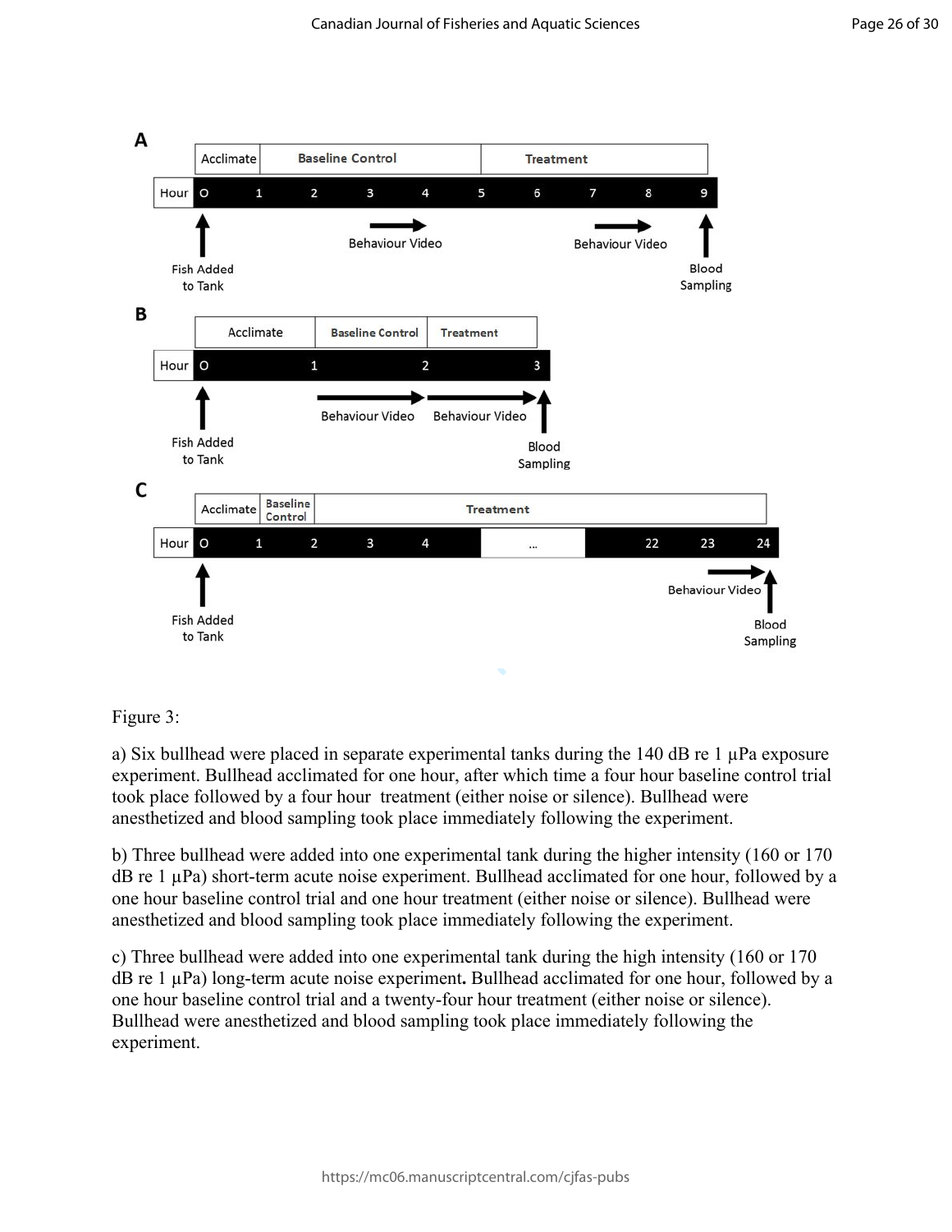Figure 3:

a) Six bullhead were placed in separate experimental tanks during the 140 dB re 1 μPa exposure experiment. Bullhead acclimated for one hour, after which time a four hour baseline control trial took place followed by a four hour treatment (either noise or silence). Bullhead were anesthetized and blood sampling took place immediately following the experiment.

b) Three bullhead were added into one experimental tank during the higher intensity (160 or 170 dB re 1 μPa) short-term acute noise experiment. Bullhead acclimated for one hour, followed by a one hour baseline control trial and one hour treatment (either noise or silence). Bullhead were anesthetized and blood sampling took place immediately following the experiment.

c) Three bullhead were added into one experimental tank during the high intensity (160 or 170 dB re 1 μPa) long-term acute noise experiment**.** Bullhead acclimated for one hour, followed by a one hour baseline control trial and a twenty-four hour treatment (either noise or silence). Bullhead were anesthetized and blood sampling took place immediately following the experiment.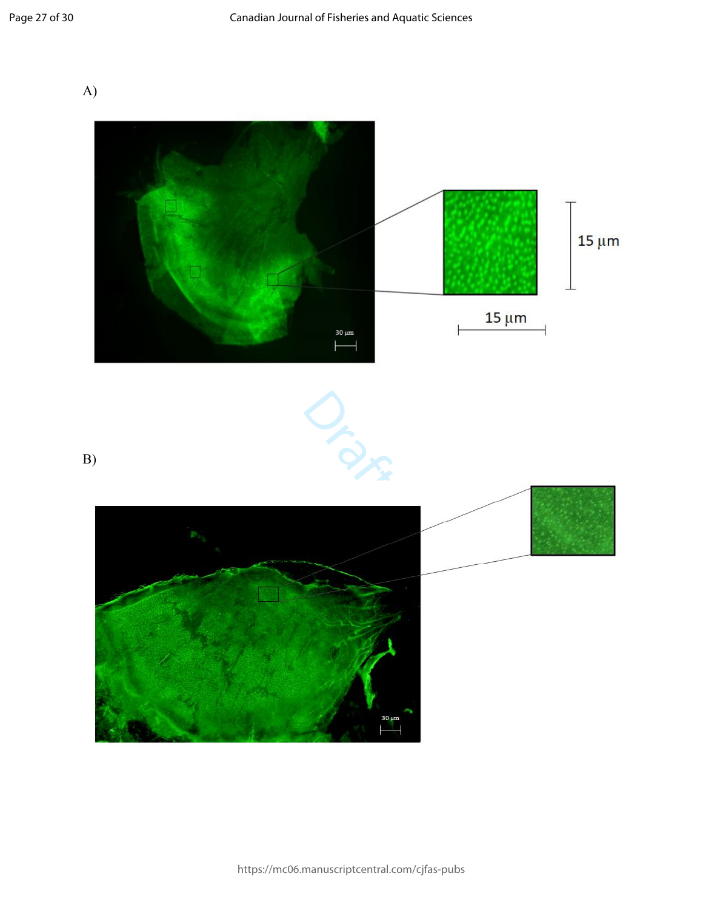A)

15 μm

15 μm

30 μm

B)

30 μm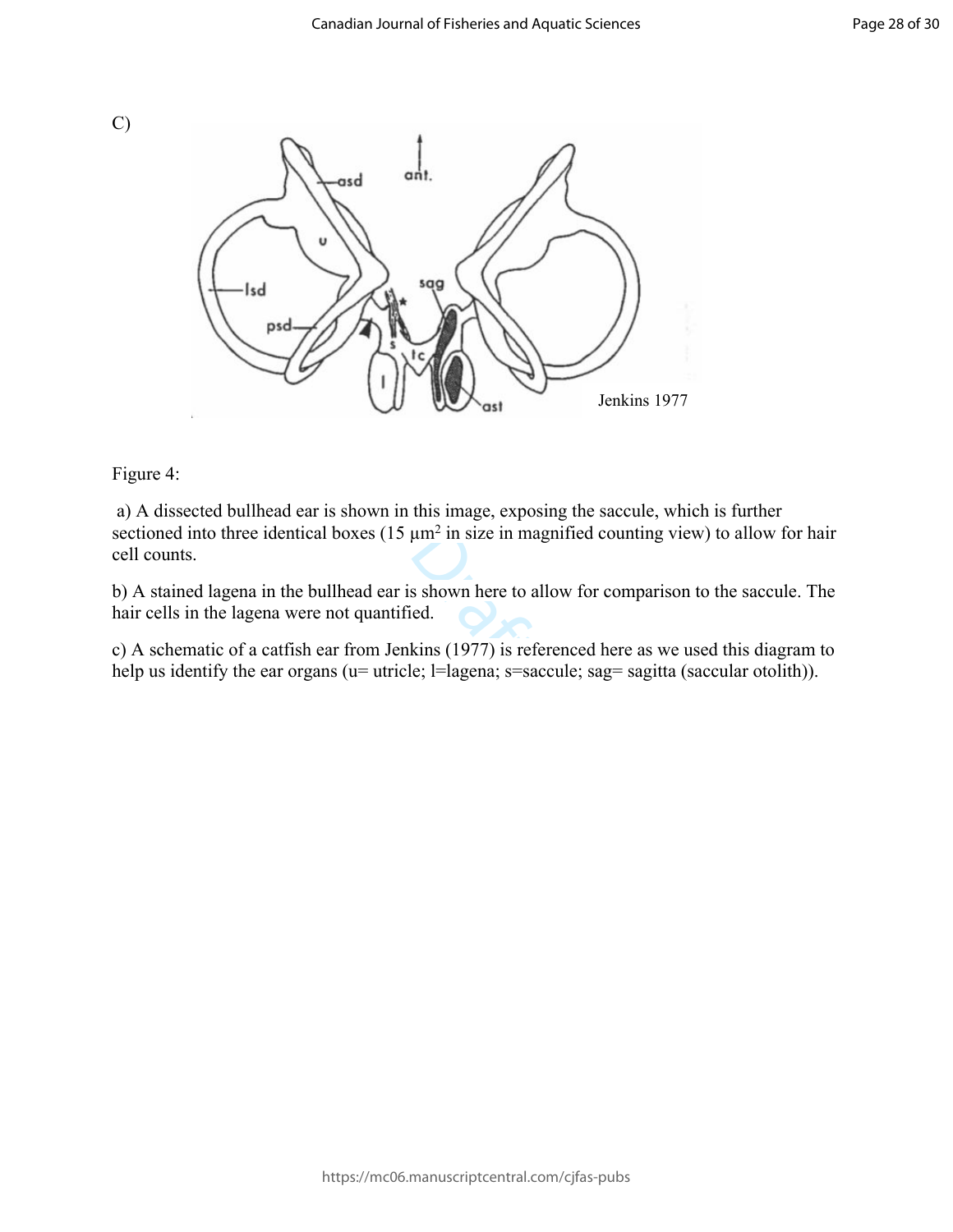C)

Jenkins 1977

Figure 4:

a) A dissected bullhead ear is shown in this image, exposing the saccule, which is further sectioned into three identical boxes (15 µm$^2$ in size in magnified counting view) to allow for hair cell counts.

b) A stained lagena in the bullhead ear is shown here to allow for comparison to the saccule. The hair cells in the lagena were not quantified.

c) A schematic of a catfish ear from Jenkins (1977) is referenced here as we used this diagram to help us identify the ear organs (u= utricle; l=lagena; s=saccule; sag= sagitta (saccular otolith)).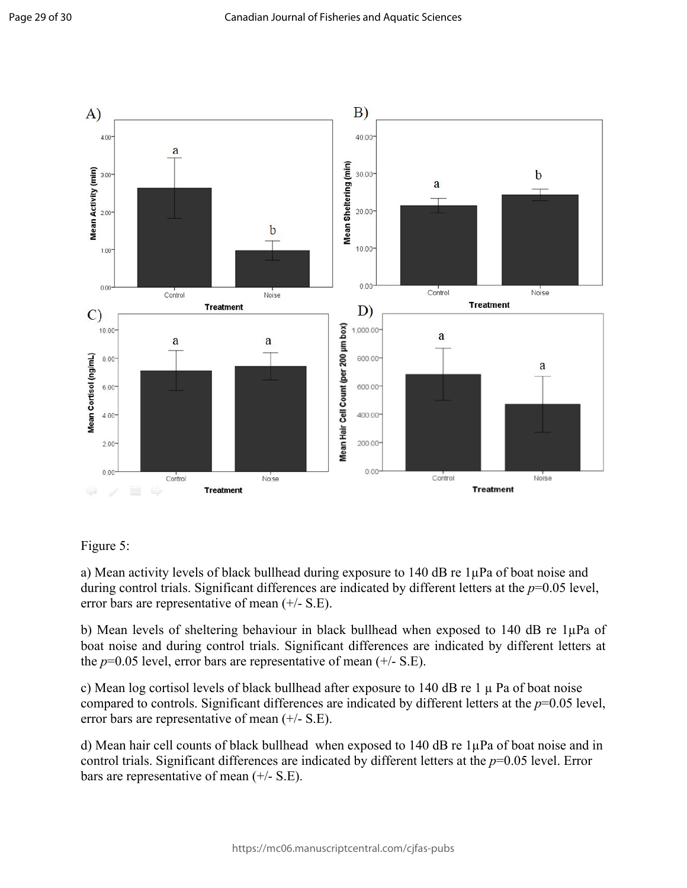Figure 5:

a) Mean activity levels of black bullhead during exposure to 140 dB re 1μPa of boat noise and during control trials. Significant differences are indicated by different letters at the *p*=0.05 level, error bars are representative of mean (+/- S.E).

b) Mean levels of sheltering behaviour in black bullhead when exposed to 140 dB re 1μPa of boat noise and during control trials. Significant differences are indicated by different letters at the *p*=0.05 level, error bars are representative of mean (+/- S.E).

c) Mean log cortisol levels of black bullhead after exposure to 140 dB re 1 μ Pa of boat noise compared to controls. Significant differences are indicated by different letters at the *p*=0.05 level, error bars are representative of mean (+/- S.E).

d) Mean hair cell counts of black bullhead when exposed to 140 dB re 1μPa of boat noise and in control trials. Significant differences are indicated by different letters at the *p*=0.05 level. Error bars are representative of mean (+/- S.E).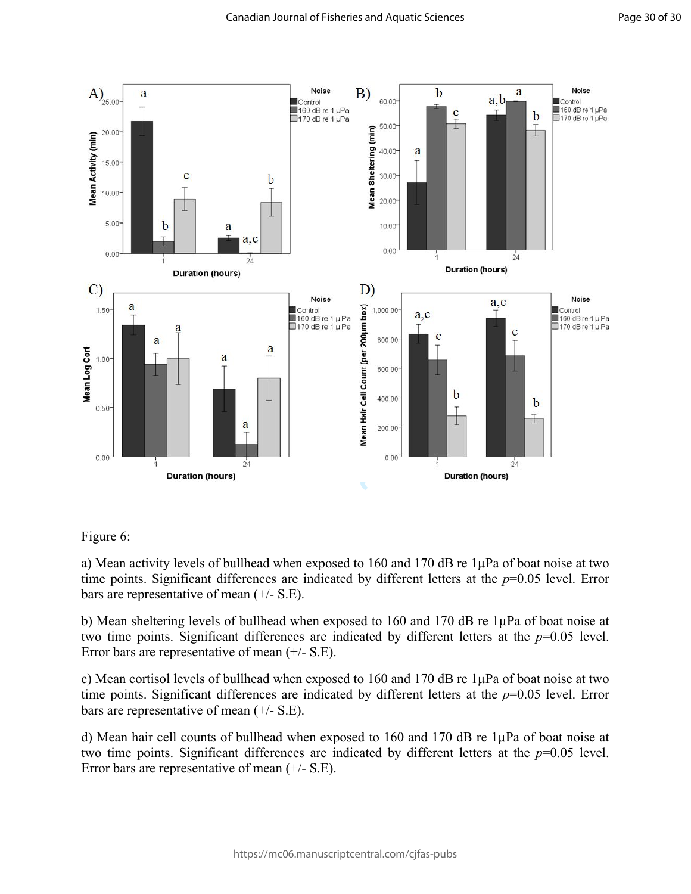A)

Mean Activity (min)

25.00
20.00
15.00
10.00
5.00
0.00

a b c a a,c b

1 24

Duration (hours)

Noise
Control
160 dB re 1 µPa
170 dB re 1 µPa

B)

Mean Sheltering (min)

60.00
50.00
40.00
30.00
20.00
10.00
0.00

a b c a,b a b

1 24

Duration (hours)

Noise
Control
160 dB re 1 µPa
170 dB re 1 µPa

C)

Mean Log Cort

1.50
1.00
0.50
0.00

a a a a a a

1 24

Duration (hours)

Noise
Control
160 dB re 1 µ Pa
170 dB re 1 µ Pa

D)

Mean Hair Cell Count (per 200µm box)

1,000.00
800.00
600.00
400.00
200.00
0.00

a,c c b a,c c b

1 24

Duration (hours)

Noise
Control
160 dB re 1 µ Pa
170 dB re 1 µ Pa

Figure 6:

a) Mean activity levels of bullhead when exposed to 160 and 170 dB re 1µPa of boat noise at two time points. Significant differences are indicated by different letters at the $p$=0.05 level. Error bars are representative of mean (+/- S.E).

b) Mean sheltering levels of bullhead when exposed to 160 and 170 dB re 1µPa of boat noise at two time points. Significant differences are indicated by different letters at the $p$=0.05 level. Error bars are representative of mean (+/- S.E).

c) Mean cortisol levels of bullhead when exposed to 160 and 170 dB re 1µPa of boat noise at two time points. Significant differences are indicated by different letters at the $p$=0.05 level. Error bars are representative of mean (+/- S.E).

d) Mean hair cell counts of bullhead when exposed to 160 and 170 dB re 1µPa of boat noise at two time points. Significant differences are indicated by different letters at the $p$=0.05 level. Error bars are representative of mean (+/- S.E).